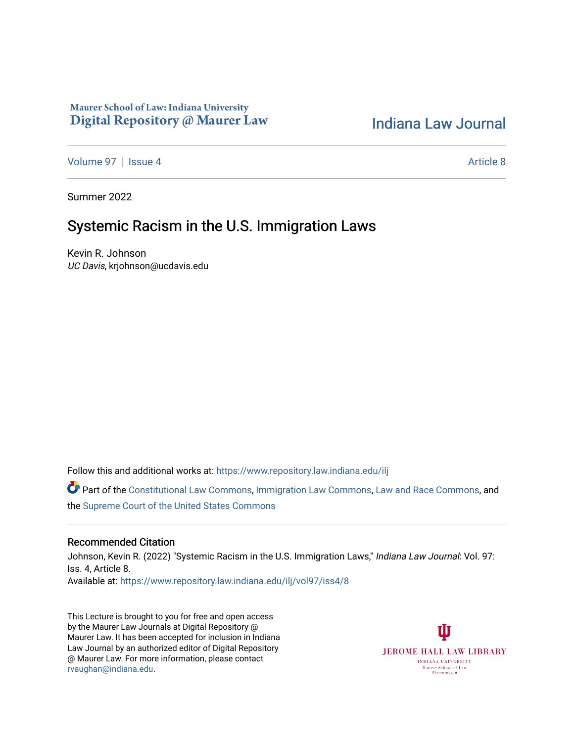Maurer School of Law: Indiana University
Digital Repository @ Maurer Law

Indiana Law Journal

Volume 97 | Issue 4 | Article 8

Summer 2022

# Systemic Racism in the U.S. Immigration Laws

Kevin R. Johnson
*UC Davis*, krjohnson@ucdavis.edu

Follow this and additional works at: https://www.repository.law.indiana.edu/ilj

Part of the Constitutional Law Commons, Immigration Law Commons, Law and Race Commons, and the Supreme Court of the United States Commons

## Recommended Citation

Johnson, Kevin R. (2022) "Systemic Racism in the U.S. Immigration Laws," *Indiana Law Journal*: Vol. 97: Iss. 4, Article 8.
Available at: https://www.repository.law.indiana.edu/ilj/vol97/iss4/8

This Lecture is brought to you for free and open access by the Maurer Law Journals at Digital Repository @ Maurer Law. It has been accepted for inclusion in Indiana Law Journal by an authorized editor of Digital Repository @ Maurer Law. For more information, please contact rvaughan@indiana.edu.

JEROME HALL LAW LIBRARY
INDIANA UNIVERSITY
Maurer School of Law
Bloomington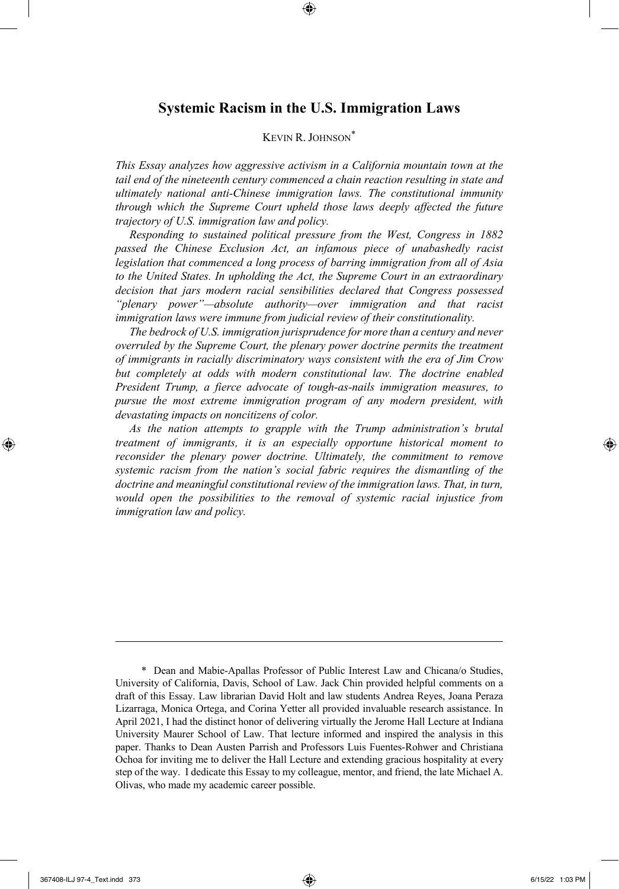# Systemic Racism in the U.S. Immigration Laws

KEVIN R. JOHNSON[*]

*This Essay analyzes how aggressive activism in a California mountain town at the tail end of the nineteenth century commenced a chain reaction resulting in state and ultimately national anti-Chinese immigration laws. The constitutional immunity through which the Supreme Court upheld those laws deeply affected the future trajectory of U.S. immigration law and policy.*

*Responding to sustained political pressure from the West, Congress in 1882 passed the Chinese Exclusion Act, an infamous piece of unabashedly racist legislation that commenced a long process of barring immigration from all of Asia to the United States. In upholding the Act, the Supreme Court in an extraordinary decision that jars modern racial sensibilities declared that Congress possessed "plenary power"—absolute authority—over immigration and that racist immigration laws were immune from judicial review of their constitutionality.*

*The bedrock of U.S. immigration jurisprudence for more than a century and never overruled by the Supreme Court, the plenary power doctrine permits the treatment of immigrants in racially discriminatory ways consistent with the era of Jim Crow but completely at odds with modern constitutional law. The doctrine enabled President Trump, a fierce advocate of tough-as-nails immigration measures, to pursue the most extreme immigration program of any modern president, with devastating impacts on noncitizens of color.*

*As the nation attempts to grapple with the Trump administration's brutal treatment of immigrants, it is an especially opportune historical moment to reconsider the plenary power doctrine. Ultimately, the commitment to remove systemic racism from the nation's social fabric requires the dismantling of the doctrine and meaningful constitutional review of the immigration laws. That, in turn, would open the possibilities to the removal of systemic racial injustice from immigration law and policy.*

---

[*] Dean and Mabie-Apallas Professor of Public Interest Law and Chicana/o Studies, University of California, Davis, School of Law. Jack Chin provided helpful comments on a draft of this Essay. Law librarian David Holt and law students Andrea Reyes, Joana Peraza Lizarraga, Monica Ortega, and Corina Yetter all provided invaluable research assistance. In April 2021, I had the distinct honor of delivering virtually the Jerome Hall Lecture at Indiana University Maurer School of Law. That lecture informed and inspired the analysis in this paper. Thanks to Dean Austen Parrish and Professors Luis Fuentes-Rohwer and Christiana Ochoa for inviting me to deliver the Hall Lecture and extending gracious hospitality at every step of the way. I dedicate this Essay to my colleague, mentor, and friend, the late Michael A. Olivas, who made my academic career possible.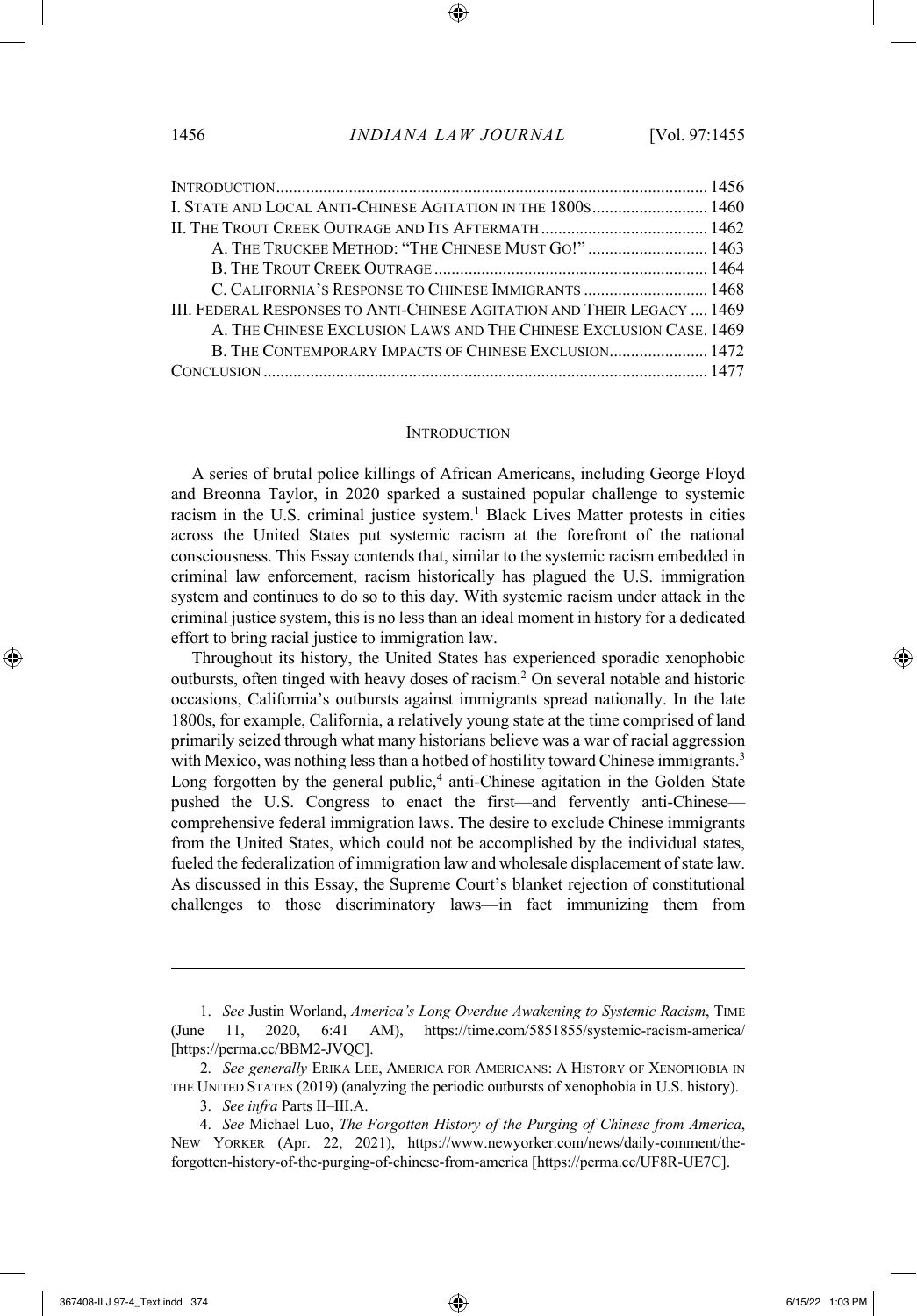| | |
|---|---|
| INTRODUCTION | 1456 |
| I. STATE AND LOCAL ANTI-CHINESE AGITATION IN THE 1800S | 1460 |
| II. THE TROUT CREEK OUTRAGE AND ITS AFTERMATH | 1462 |
| A. THE TRUCKEE METHOD: "THE CHINESE MUST GO!" | 1463 |
| B. THE TROUT CREEK OUTRAGE | 1464 |
| C. CALIFORNIA'S RESPONSE TO CHINESE IMMIGRANTS | 1468 |
| III. FEDERAL RESPONSES TO ANTI-CHINESE AGITATION AND THEIR LEGACY | 1469 |
| A. THE CHINESE EXCLUSION LAWS AND THE CHINESE EXCLUSION CASE | 1469 |
| B. THE CONTEMPORARY IMPACTS OF CHINESE EXCLUSION | 1472 |
| CONCLUSION | 1477 |

## INTRODUCTION

A series of brutal police killings of African Americans, including George Floyd and Breonna Taylor, in 2020 sparked a sustained popular challenge to systemic racism in the U.S. criminal justice system.[1] Black Lives Matter protests in cities across the United States put systemic racism at the forefront of the national consciousness. This Essay contends that, similar to the systemic racism embedded in criminal law enforcement, racism historically has plagued the U.S. immigration system and continues to do so to this day. With systemic racism under attack in the criminal justice system, this is no less than an ideal moment in history for a dedicated effort to bring racial justice to immigration law.

Throughout its history, the United States has experienced sporadic xenophobic outbursts, often tinged with heavy doses of racism.[2] On several notable and historic occasions, California's outbursts against immigrants spread nationally. In the late 1800s, for example, California, a relatively young state at the time comprised of land primarily seized through what many historians believe was a war of racial aggression with Mexico, was nothing less than a hotbed of hostility toward Chinese immigrants.[3] Long forgotten by the general public,[4] anti-Chinese agitation in the Golden State pushed the U.S. Congress to enact the first—and fervently anti-Chinese—comprehensive federal immigration laws. The desire to exclude Chinese immigrants from the United States, which could not be accomplished by the individual states, fueled the federalization of immigration law and wholesale displacement of state law. As discussed in this Essay, the Supreme Court's blanket rejection of constitutional challenges to those discriminatory laws—in fact immunizing them from

---

1. *See* Justin Worland, *America's Long Overdue Awakening to Systemic Racism*, TIME (June 11, 2020, 6:41 AM), https://time.com/5851855/systemic-racism-america/ [https://perma.cc/BBM2-JVQC].

2. *See generally* ERIKA LEE, AMERICA FOR AMERICANS: A HISTORY OF XENOPHOBIA IN THE UNITED STATES (2019) (analyzing the periodic outbursts of xenophobia in U.S. history).

3. *See infra* Parts II–III.A.

4. *See* Michael Luo, *The Forgotten History of the Purging of Chinese from America*, NEW YORKER (Apr. 22, 2021), https://www.newyorker.com/news/daily-comment/the-forgotten-history-of-the-purging-of-chinese-from-america [https://perma.cc/UF8R-UE7C].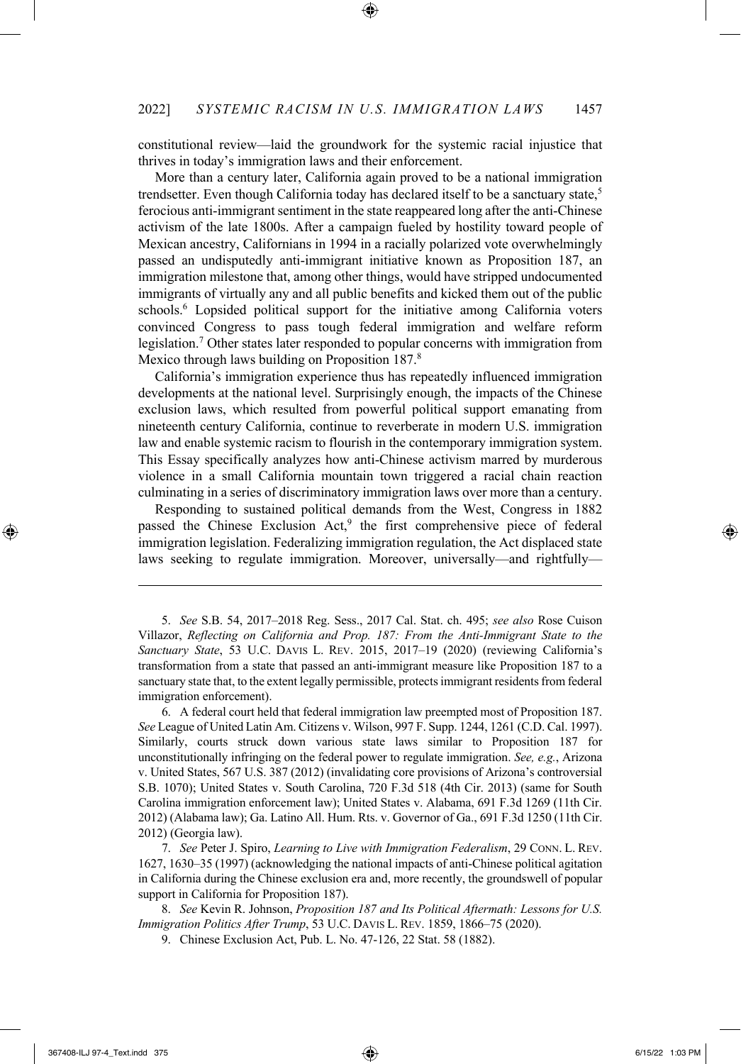constitutional review—laid the groundwork for the systemic racial injustice that thrives in today's immigration laws and their enforcement.

More than a century later, California again proved to be a national immigration trendsetter. Even though California today has declared itself to be a sanctuary state,[5] ferocious anti-immigrant sentiment in the state reappeared long after the anti-Chinese activism of the late 1800s. After a campaign fueled by hostility toward people of Mexican ancestry, Californians in 1994 in a racially polarized vote overwhelmingly passed an undisputedly anti-immigrant initiative known as Proposition 187, an immigration milestone that, among other things, would have stripped undocumented immigrants of virtually any and all public benefits and kicked them out of the public schools.[6] Lopsided political support for the initiative among California voters convinced Congress to pass tough federal immigration and welfare reform legislation.[7] Other states later responded to popular concerns with immigration from Mexico through laws building on Proposition 187.[8]

California's immigration experience thus has repeatedly influenced immigration developments at the national level. Surprisingly enough, the impacts of the Chinese exclusion laws, which resulted from powerful political support emanating from nineteenth century California, continue to reverberate in modern U.S. immigration law and enable systemic racism to flourish in the contemporary immigration system. This Essay specifically analyzes how anti-Chinese activism marred by murderous violence in a small California mountain town triggered a racial chain reaction culminating in a series of discriminatory immigration laws over more than a century.

Responding to sustained political demands from the West, Congress in 1882 passed the Chinese Exclusion Act,[9] the first comprehensive piece of federal immigration legislation. Federalizing immigration regulation, the Act displaced state laws seeking to regulate immigration. Moreover, universally—and rightfully—

---

5. *See* S.B. 54, 2017–2018 Reg. Sess., 2017 Cal. Stat. ch. 495; *see also* Rose Cuison Villazor, *Reflecting on California and Prop. 187: From the Anti-Immigrant State to the Sanctuary State*, 53 U.C. DAVIS L. REV. 2015, 2017–19 (2020) (reviewing California's transformation from a state that passed an anti-immigrant measure like Proposition 187 to a sanctuary state that, to the extent legally permissible, protects immigrant residents from federal immigration enforcement).

6. A federal court held that federal immigration law preempted most of Proposition 187. *See* League of United Latin Am. Citizens v. Wilson, 997 F. Supp. 1244, 1261 (C.D. Cal. 1997). Similarly, courts struck down various state laws similar to Proposition 187 for unconstitutionally infringing on the federal power to regulate immigration. *See, e.g.*, Arizona v. United States, 567 U.S. 387 (2012) (invalidating core provisions of Arizona's controversial S.B. 1070); United States v. South Carolina, 720 F.3d 518 (4th Cir. 2013) (same for South Carolina immigration enforcement law); United States v. Alabama, 691 F.3d 1269 (11th Cir. 2012) (Alabama law); Ga. Latino All. Hum. Rts. v. Governor of Ga., 691 F.3d 1250 (11th Cir. 2012) (Georgia law).

7. *See* Peter J. Spiro, *Learning to Live with Immigration Federalism*, 29 CONN. L. REV. 1627, 1630–35 (1997) (acknowledging the national impacts of anti-Chinese political agitation in California during the Chinese exclusion era and, more recently, the groundswell of popular support in California for Proposition 187).

8. *See* Kevin R. Johnson, *Proposition 187 and Its Political Aftermath: Lessons for U.S. Immigration Politics After Trump*, 53 U.C. DAVIS L. REV. 1859, 1866–75 (2020).

9. Chinese Exclusion Act, Pub. L. No. 47-126, 22 Stat. 58 (1882).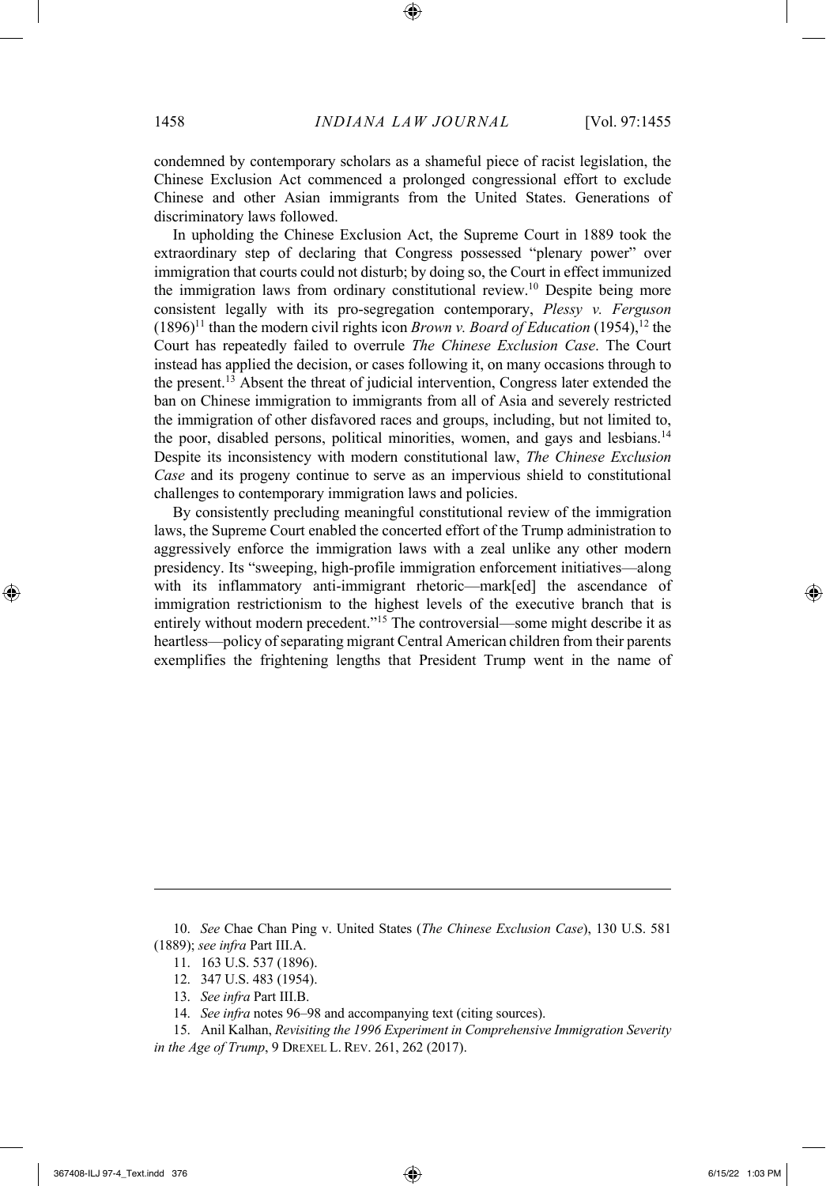condemned by contemporary scholars as a shameful piece of racist legislation, the Chinese Exclusion Act commenced a prolonged congressional effort to exclude Chinese and other Asian immigrants from the United States. Generations of discriminatory laws followed.

In upholding the Chinese Exclusion Act, the Supreme Court in 1889 took the extraordinary step of declaring that Congress possessed "plenary power" over immigration that courts could not disturb; by doing so, the Court in effect immunized the immigration laws from ordinary constitutional review.[10] Despite being more consistent legally with its pro-segregation contemporary, *Plessy v. Ferguson* (1896)[11] than the modern civil rights icon *Brown v. Board of Education* (1954),[12] the Court has repeatedly failed to overrule *The Chinese Exclusion Case*. The Court instead has applied the decision, or cases following it, on many occasions through to the present.[13] Absent the threat of judicial intervention, Congress later extended the ban on Chinese immigration to immigrants from all of Asia and severely restricted the immigration of other disfavored races and groups, including, but not limited to, the poor, disabled persons, political minorities, women, and gays and lesbians.[14] Despite its inconsistency with modern constitutional law, *The Chinese Exclusion Case* and its progeny continue to serve as an impervious shield to constitutional challenges to contemporary immigration laws and policies.

By consistently precluding meaningful constitutional review of the immigration laws, the Supreme Court enabled the concerted effort of the Trump administration to aggressively enforce the immigration laws with a zeal unlike any other modern presidency. Its "sweeping, high-profile immigration enforcement initiatives—along with its inflammatory anti-immigrant rhetoric—mark[ed] the ascendance of immigration restrictionism to the highest levels of the executive branch that is entirely without modern precedent."[15] The controversial—some might describe it as heartless—policy of separating migrant Central American children from their parents exemplifies the frightening lengths that President Trump went in the name of

---

10. *See* Chae Chan Ping v. United States (*The Chinese Exclusion Case*), 130 U.S. 581 (1889); *see infra* Part III.A.

11. 163 U.S. 537 (1896).

12. 347 U.S. 483 (1954).

13. *See infra* Part III.B.

14. *See infra* notes 96–98 and accompanying text (citing sources).

15. Anil Kalhan, *Revisiting the 1996 Experiment in Comprehensive Immigration Severity in the Age of Trump*, 9 DREXEL L. REV. 261, 262 (2017).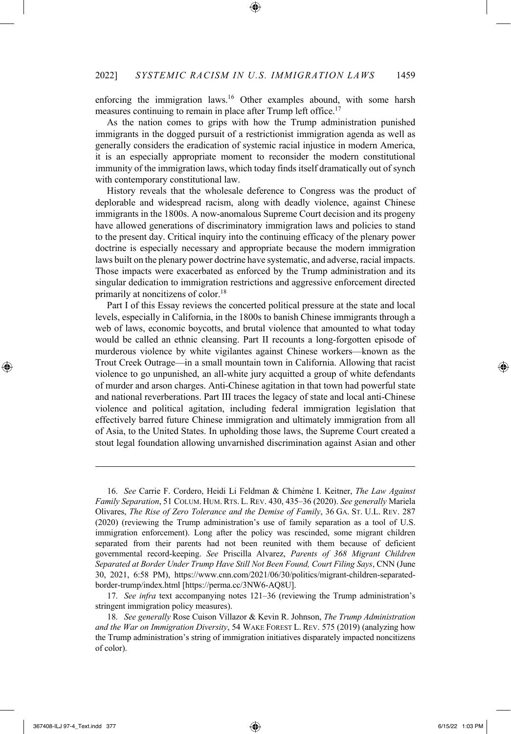enforcing the immigration laws.[16] Other examples abound, with some harsh measures continuing to remain in place after Trump left office.[17]

As the nation comes to grips with how the Trump administration punished immigrants in the dogged pursuit of a restrictionist immigration agenda as well as generally considers the eradication of systemic racial injustice in modern America, it is an especially appropriate moment to reconsider the modern constitutional immunity of the immigration laws, which today finds itself dramatically out of synch with contemporary constitutional law.

History reveals that the wholesale deference to Congress was the product of deplorable and widespread racism, along with deadly violence, against Chinese immigrants in the 1800s. A now-anomalous Supreme Court decision and its progeny have allowed generations of discriminatory immigration laws and policies to stand to the present day. Critical inquiry into the continuing efficacy of the plenary power doctrine is especially necessary and appropriate because the modern immigration laws built on the plenary power doctrine have systematic, and adverse, racial impacts. Those impacts were exacerbated as enforced by the Trump administration and its singular dedication to immigration restrictions and aggressive enforcement directed primarily at noncitizens of color.[18]

Part I of this Essay reviews the concerted political pressure at the state and local levels, especially in California, in the 1800s to banish Chinese immigrants through a web of laws, economic boycotts, and brutal violence that amounted to what today would be called an ethnic cleansing. Part II recounts a long-forgotten episode of murderous violence by white vigilantes against Chinese workers—known as the Trout Creek Outrage—in a small mountain town in California. Allowing that racist violence to go unpunished, an all-white jury acquitted a group of white defendants of murder and arson charges. Anti-Chinese agitation in that town had powerful state and national reverberations. Part III traces the legacy of state and local anti-Chinese violence and political agitation, including federal immigration legislation that effectively barred future Chinese immigration and ultimately immigration from all of Asia, to the United States. In upholding those laws, the Supreme Court created a stout legal foundation allowing unvarnished discrimination against Asian and other

---

16. *See* Carrie F. Cordero, Heidi Li Feldman & Chimène I. Keitner, *The Law Against Family Separation*, 51 COLUM. HUM. RTS. L. REV. 430, 435–36 (2020). *See generally* Mariela Olivares, *The Rise of Zero Tolerance and the Demise of Family*, 36 GA. ST. U.L. REV. 287 (2020) (reviewing the Trump administration's use of family separation as a tool of U.S. immigration enforcement). Long after the policy was rescinded, some migrant children separated from their parents had not been reunited with them because of deficient governmental record-keeping. *See* Priscilla Alvarez, *Parents of 368 Migrant Children Separated at Border Under Trump Have Still Not Been Found, Court Filing Says*, CNN (June 30, 2021, 6:58 PM), https://www.cnn.com/2021/06/30/politics/migrant-children-separated-border-trump/index.html [https://perma.cc/3NW6-AQ8U].

17. *See infra* text accompanying notes 121–36 (reviewing the Trump administration's stringent immigration policy measures).

18. *See generally* Rose Cuison Villazor & Kevin R. Johnson, *The Trump Administration and the War on Immigration Diversity*, 54 WAKE FOREST L. REV. 575 (2019) (analyzing how the Trump administration's string of immigration initiatives disparately impacted noncitizens of color).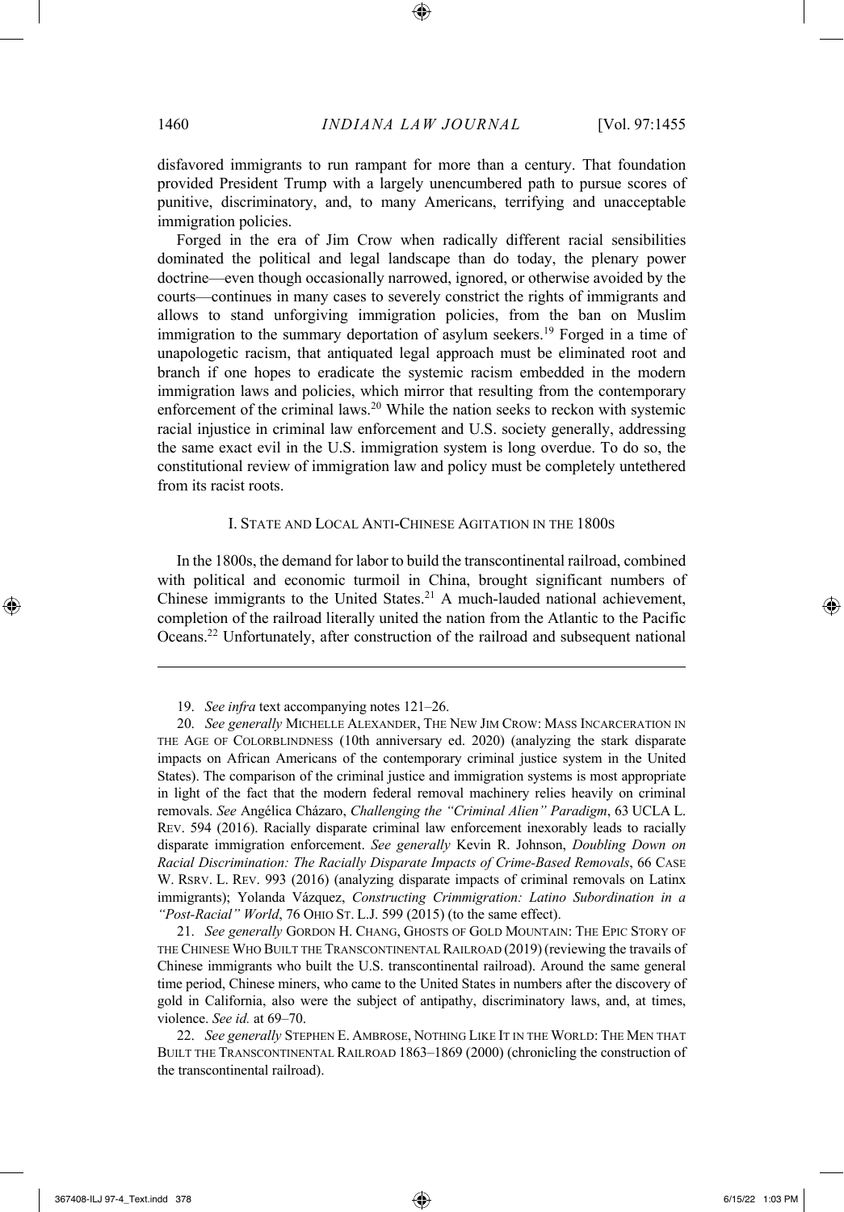disfavored immigrants to run rampant for more than a century. That foundation provided President Trump with a largely unencumbered path to pursue scores of punitive, discriminatory, and, to many Americans, terrifying and unacceptable immigration policies.

Forged in the era of Jim Crow when radically different racial sensibilities dominated the political and legal landscape than do today, the plenary power doctrine—even though occasionally narrowed, ignored, or otherwise avoided by the courts—continues in many cases to severely constrict the rights of immigrants and allows to stand unforgiving immigration policies, from the ban on Muslim immigration to the summary deportation of asylum seekers.[19] Forged in a time of unapologetic racism, that antiquated legal approach must be eliminated root and branch if one hopes to eradicate the systemic racism embedded in the modern immigration laws and policies, which mirror that resulting from the contemporary enforcement of the criminal laws.[20] While the nation seeks to reckon with systemic racial injustice in criminal law enforcement and U.S. society generally, addressing the same exact evil in the U.S. immigration system is long overdue. To do so, the constitutional review of immigration law and policy must be completely untethered from its racist roots.

## I. State and Local Anti-Chinese Agitation in the 1800s

In the 1800s, the demand for labor to build the transcontinental railroad, combined with political and economic turmoil in China, brought significant numbers of Chinese immigrants to the United States.[21] A much-lauded national achievement, completion of the railroad literally united the nation from the Atlantic to the Pacific Oceans.[22] Unfortunately, after construction of the railroad and subsequent national

---

19. *See infra* text accompanying notes 121–26.

20. *See generally* Michelle Alexander, The New Jim Crow: Mass Incarceration in the Age of Colorblindness (10th anniversary ed. 2020) (analyzing the stark disparate impacts on African Americans of the contemporary criminal justice system in the United States). The comparison of the criminal justice and immigration systems is most appropriate in light of the fact that the modern federal removal machinery relies heavily on criminal removals. *See* Angélica Cházaro, *Challenging the "Criminal Alien" Paradigm*, 63 UCLA L. Rev. 594 (2016). Racially disparate criminal law enforcement inexorably leads to racially disparate immigration enforcement. *See generally* Kevin R. Johnson, *Doubling Down on Racial Discrimination: The Racially Disparate Impacts of Crime-Based Removals*, 66 Case W. Rsrv. L. Rev. 993 (2016) (analyzing disparate impacts of criminal removals on Latinx immigrants); Yolanda Vázquez, *Constructing Crimmigration: Latino Subordination in a "Post-Racial" World*, 76 Ohio St. L.J. 599 (2015) (to the same effect).

21. *See generally* Gordon H. Chang, Ghosts of Gold Mountain: The Epic Story of the Chinese Who Built the Transcontinental Railroad (2019) (reviewing the travails of Chinese immigrants who built the U.S. transcontinental railroad). Around the same general time period, Chinese miners, who came to the United States in numbers after the discovery of gold in California, also were the subject of antipathy, discriminatory laws, and, at times, violence. *See id.* at 69–70.

22. *See generally* Stephen E. Ambrose, Nothing Like It in the World: The Men that Built the Transcontinental Railroad 1863–1869 (2000) (chronicling the construction of the transcontinental railroad).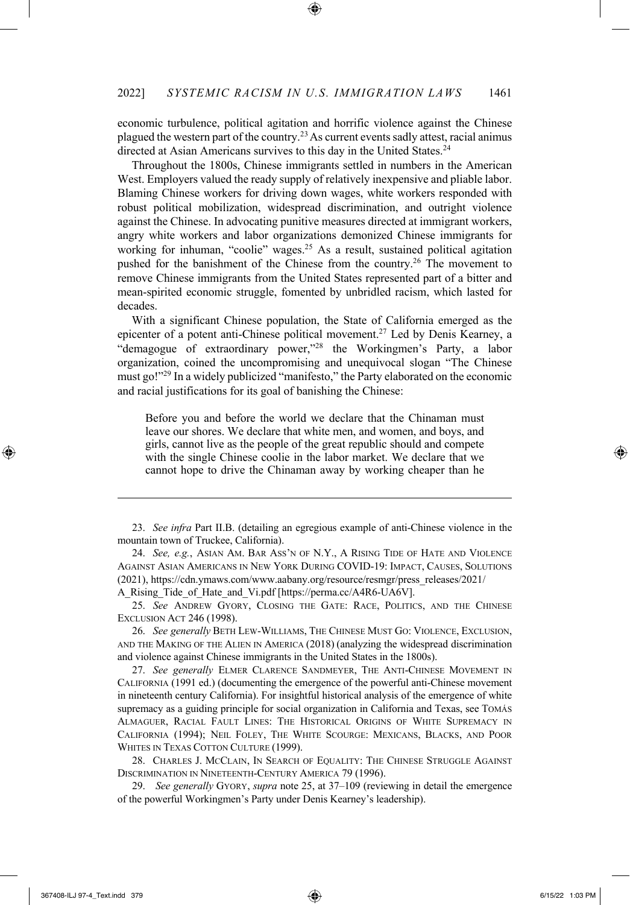economic turbulence, political agitation and horrific violence against the Chinese plagued the western part of the country.[23] As current events sadly attest, racial animus directed at Asian Americans survives to this day in the United States.[24]

Throughout the 1800s, Chinese immigrants settled in numbers in the American West. Employers valued the ready supply of relatively inexpensive and pliable labor. Blaming Chinese workers for driving down wages, white workers responded with robust political mobilization, widespread discrimination, and outright violence against the Chinese. In advocating punitive measures directed at immigrant workers, angry white workers and labor organizations demonized Chinese immigrants for working for inhuman, "coolie" wages.[25] As a result, sustained political agitation pushed for the banishment of the Chinese from the country.[26] The movement to remove Chinese immigrants from the United States represented part of a bitter and mean-spirited economic struggle, fomented by unbridled racism, which lasted for decades.

With a significant Chinese population, the State of California emerged as the epicenter of a potent anti-Chinese political movement.[27] Led by Denis Kearney, a "demagogue of extraordinary power,"[28] the Workingmen's Party, a labor organization, coined the uncompromising and unequivocal slogan "The Chinese must go!"[29] In a widely publicized "manifesto," the Party elaborated on the economic and racial justifications for its goal of banishing the Chinese:

> Before you and before the world we declare that the Chinaman must leave our shores. We declare that white men, and women, and boys, and girls, cannot live as the people of the great republic should and compete with the single Chinese coolie in the labor market. We declare that we cannot hope to drive the Chinaman away by working cheaper than he

---

23. *See infra* Part II.B. (detailing an egregious example of anti-Chinese violence in the mountain town of Truckee, California).

24. *See, e.g.*, ASIAN AM. BAR ASS'N OF N.Y., A RISING TIDE OF HATE AND VIOLENCE AGAINST ASIAN AMERICANS IN NEW YORK DURING COVID-19: IMPACT, CAUSES, SOLUTIONS (2021), https://cdn.ymaws.com/www.aabany.org/resource/resmgr/press_releases/2021/A_Rising_Tide_of_Hate_and_Vi.pdf [https://perma.cc/A4R6-UA6V].

25. *See* ANDREW GYORY, CLOSING THE GATE: RACE, POLITICS, AND THE CHINESE EXCLUSION ACT 246 (1998).

26. *See generally* BETH LEW-WILLIAMS, THE CHINESE MUST GO: VIOLENCE, EXCLUSION, AND THE MAKING OF THE ALIEN IN AMERICA (2018) (analyzing the widespread discrimination and violence against Chinese immigrants in the United States in the 1800s).

27. *See generally* ELMER CLARENCE SANDMEYER, THE ANTI-CHINESE MOVEMENT IN CALIFORNIA (1991 ed.) (documenting the emergence of the powerful anti-Chinese movement in nineteenth century California). For insightful historical analysis of the emergence of white supremacy as a guiding principle for social organization in California and Texas, see TOMÁS ALMAGUER, RACIAL FAULT LINES: THE HISTORICAL ORIGINS OF WHITE SUPREMACY IN CALIFORNIA (1994); NEIL FOLEY, THE WHITE SCOURGE: MEXICANS, BLACKS, AND POOR WHITES IN TEXAS COTTON CULTURE (1999).

28. CHARLES J. MCCLAIN, IN SEARCH OF EQUALITY: THE CHINESE STRUGGLE AGAINST DISCRIMINATION IN NINETEENTH-CENTURY AMERICA 79 (1996).

29. *See generally* GYORY, *supra* note 25, at 37–109 (reviewing in detail the emergence of the powerful Workingmen's Party under Denis Kearney's leadership).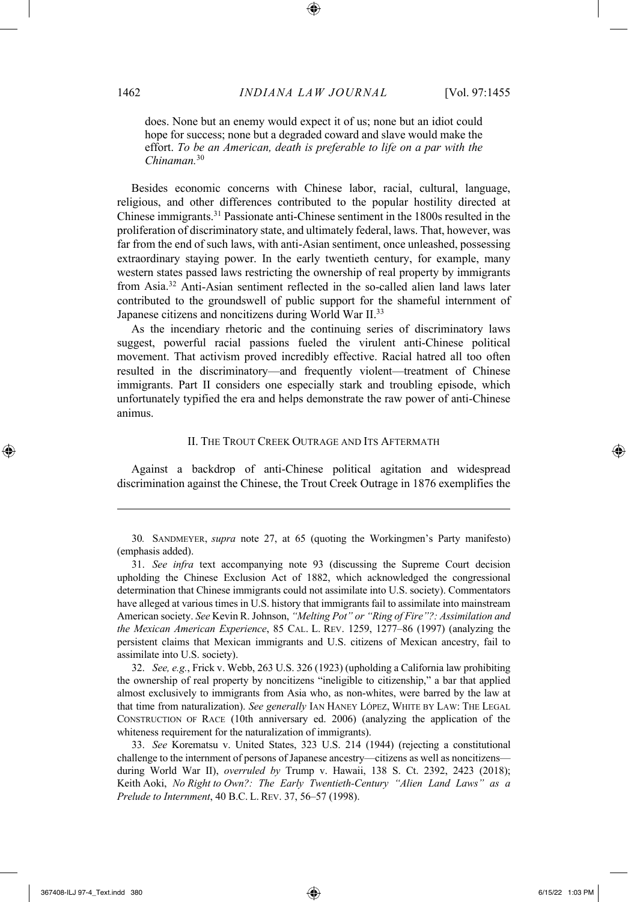> does. None but an enemy would expect it of us; none but an idiot could hope for success; none but a degraded coward and slave would make the effort. *To be an American, death is preferable to life on a par with the Chinaman.*[30]

Besides economic concerns with Chinese labor, racial, cultural, language, religious, and other differences contributed to the popular hostility directed at Chinese immigrants.[31] Passionate anti-Chinese sentiment in the 1800s resulted in the proliferation of discriminatory state, and ultimately federal, laws. That, however, was far from the end of such laws, with anti-Asian sentiment, once unleashed, possessing extraordinary staying power. In the early twentieth century, for example, many western states passed laws restricting the ownership of real property by immigrants from Asia.[32] Anti-Asian sentiment reflected in the so-called alien land laws later contributed to the groundswell of public support for the shameful internment of Japanese citizens and noncitizens during World War II.[33]

As the incendiary rhetoric and the continuing series of discriminatory laws suggest, powerful racial passions fueled the virulent anti-Chinese political movement. That activism proved incredibly effective. Racial hatred all too often resulted in the discriminatory—and frequently violent—treatment of Chinese immigrants. Part II considers one especially stark and troubling episode, which unfortunately typified the era and helps demonstrate the raw power of anti-Chinese animus.

## II. The Trout Creek Outrage and Its Aftermath

Against a backdrop of anti-Chinese political agitation and widespread discrimination against the Chinese, the Trout Creek Outrage in 1876 exemplifies the

---

30. SANDMEYER, *supra* note 27, at 65 (quoting the Workingmen's Party manifesto) (emphasis added).

31. *See infra* text accompanying note 93 (discussing the Supreme Court decision upholding the Chinese Exclusion Act of 1882, which acknowledged the congressional determination that Chinese immigrants could not assimilate into U.S. society). Commentators have alleged at various times in U.S. history that immigrants fail to assimilate into mainstream American society. *See* Kevin R. Johnson, *"Melting Pot" or "Ring of Fire"?: Assimilation and the Mexican American Experience*, 85 CAL. L. REV. 1259, 1277–86 (1997) (analyzing the persistent claims that Mexican immigrants and U.S. citizens of Mexican ancestry, fail to assimilate into U.S. society).

32. *See, e.g.*, Frick v. Webb, 263 U.S. 326 (1923) (upholding a California law prohibiting the ownership of real property by noncitizens "ineligible to citizenship," a bar that applied almost exclusively to immigrants from Asia who, as non-whites, were barred by the law at that time from naturalization). *See generally* IAN HANEY LÓPEZ, WHITE BY LAW: THE LEGAL CONSTRUCTION OF RACE (10th anniversary ed. 2006) (analyzing the application of the whiteness requirement for the naturalization of immigrants).

33. *See* Korematsu v. United States, 323 U.S. 214 (1944) (rejecting a constitutional challenge to the internment of persons of Japanese ancestry—citizens as well as noncitizens—during World War II), *overruled by* Trump v. Hawaii, 138 S. Ct. 2392, 2423 (2018); Keith Aoki, *No Right to Own?: The Early Twentieth-Century "Alien Land Laws" as a Prelude to Internment*, 40 B.C. L. REV. 37, 56–57 (1998).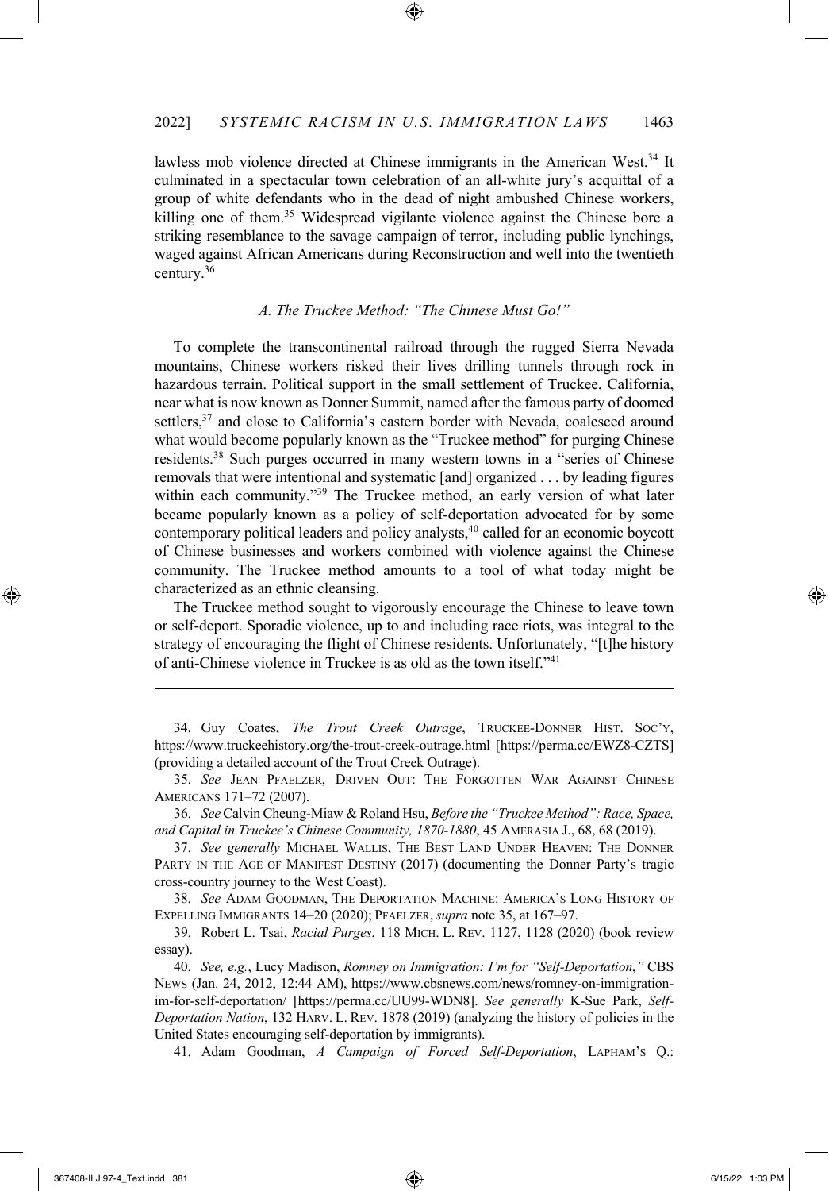lawless mob violence directed at Chinese immigrants in the American West.[34] It culminated in a spectacular town celebration of an all-white jury's acquittal of a group of white defendants who in the dead of night ambushed Chinese workers, killing one of them.[35] Widespread vigilante violence against the Chinese bore a striking resemblance to the savage campaign of terror, including public lynchings, waged against African Americans during Reconstruction and well into the twentieth century.[36]

### *A. The Truckee Method: "The Chinese Must Go!"*

To complete the transcontinental railroad through the rugged Sierra Nevada mountains, Chinese workers risked their lives drilling tunnels through rock in hazardous terrain. Political support in the small settlement of Truckee, California, near what is now known as Donner Summit, named after the famous party of doomed settlers,[37] and close to California's eastern border with Nevada, coalesced around what would become popularly known as the "Truckee method" for purging Chinese residents.[38] Such purges occurred in many western towns in a "series of Chinese removals that were intentional and systematic [and] organized . . . by leading figures within each community."[39] The Truckee method, an early version of what later became popularly known as a policy of self-deportation advocated for by some contemporary political leaders and policy analysts,[40] called for an economic boycott of Chinese businesses and workers combined with violence against the Chinese community. The Truckee method amounts to a tool of what today might be characterized as an ethnic cleansing.

The Truckee method sought to vigorously encourage the Chinese to leave town or self-deport. Sporadic violence, up to and including race riots, was integral to the strategy of encouraging the flight of Chinese residents. Unfortunately, "[t]he history of anti-Chinese violence in Truckee is as old as the town itself."[41]

---

34. Guy Coates, *The Trout Creek Outrage*, TRUCKEE-DONNER HIST. SOC'Y, https://www.truckeehistory.org/the-trout-creek-outrage.html [https://perma.cc/EWZ8-CZTS] (providing a detailed account of the Trout Creek Outrage).

35. *See* JEAN PFAELZER, DRIVEN OUT: THE FORGOTTEN WAR AGAINST CHINESE AMERICANS 171–72 (2007).

36. *See* Calvin Cheung-Miaw & Roland Hsu, *Before the "Truckee Method": Race, Space, and Capital in Truckee's Chinese Community, 1870-1880*, 45 AMERASIA J., 68, 68 (2019).

37. *See generally* MICHAEL WALLIS, THE BEST LAND UNDER HEAVEN: THE DONNER PARTY IN THE AGE OF MANIFEST DESTINY (2017) (documenting the Donner Party's tragic cross-country journey to the West Coast).

38. *See* ADAM GOODMAN, THE DEPORTATION MACHINE: AMERICA'S LONG HISTORY OF EXPELLING IMMIGRANTS 14–20 (2020); PFAELZER, *supra* note 35, at 167–97.

39. Robert L. Tsai, *Racial Purges*, 118 MICH. L. REV. 1127, 1128 (2020) (book review essay).

40. *See, e.g.*, Lucy Madison, *Romney on Immigration: I'm for "Self-Deportation*,*"* CBS NEWS (Jan. 24, 2012, 12:44 AM), https://www.cbsnews.com/news/romney-on-immigration-im-for-self-deportation/ [https://perma.cc/UU99-WDN8]. *See generally* K-Sue Park, *Self-Deportation Nation*, 132 HARV. L. REV. 1878 (2019) (analyzing the history of policies in the United States encouraging self-deportation by immigrants).

41. Adam Goodman, *A Campaign of Forced Self-Deportation*, LAPHAM'S Q.: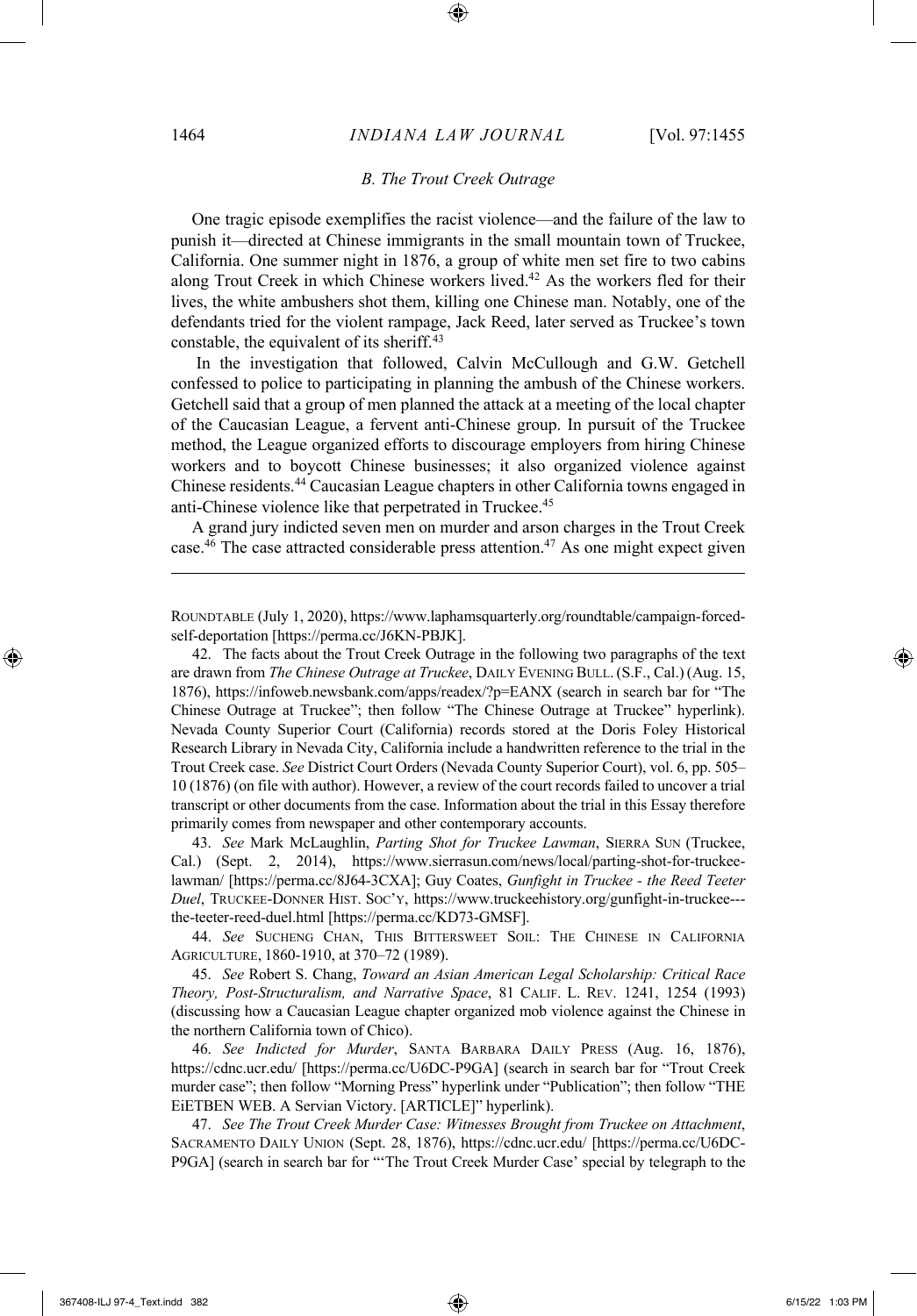### *B. The Trout Creek Outrage*

One tragic episode exemplifies the racist violence—and the failure of the law to punish it—directed at Chinese immigrants in the small mountain town of Truckee, California. One summer night in 1876, a group of white men set fire to two cabins along Trout Creek in which Chinese workers lived.[42] As the workers fled for their lives, the white ambushers shot them, killing one Chinese man. Notably, one of the defendants tried for the violent rampage, Jack Reed, later served as Truckee's town constable, the equivalent of its sheriff.[43]

In the investigation that followed, Calvin McCullough and G.W. Getchell confessed to police to participating in planning the ambush of the Chinese workers. Getchell said that a group of men planned the attack at a meeting of the local chapter of the Caucasian League, a fervent anti-Chinese group. In pursuit of the Truckee method, the League organized efforts to discourage employers from hiring Chinese workers and to boycott Chinese businesses; it also organized violence against Chinese residents.[44] Caucasian League chapters in other California towns engaged in anti-Chinese violence like that perpetrated in Truckee.[45]

A grand jury indicted seven men on murder and arson charges in the Trout Creek case.[46] The case attracted considerable press attention.[47] As one might expect given

---

ROUNDTABLE (July 1, 2020), https://www.laphamsquarterly.org/roundtable/campaign-forced-self-deportation [https://perma.cc/J6KN-PBJK].

42. The facts about the Trout Creek Outrage in the following two paragraphs of the text are drawn from *The Chinese Outrage at Truckee*, DAILY EVENING BULL. (S.F., Cal.) (Aug. 15, 1876), https://infoweb.newsbank.com/apps/readex/?p=EANX (search in search bar for "The Chinese Outrage at Truckee"; then follow "The Chinese Outrage at Truckee" hyperlink). Nevada County Superior Court (California) records stored at the Doris Foley Historical Research Library in Nevada City, California include a handwritten reference to the trial in the Trout Creek case. *See* District Court Orders (Nevada County Superior Court), vol. 6, pp. 505–10 (1876) (on file with author). However, a review of the court records failed to uncover a trial transcript or other documents from the case. Information about the trial in this Essay therefore primarily comes from newspaper and other contemporary accounts.

43. *See* Mark McLaughlin, *Parting Shot for Truckee Lawman*, SIERRA SUN (Truckee, Cal.) (Sept. 2, 2014), https://www.sierrasun.com/news/local/parting-shot-for-truckee-lawman/ [https://perma.cc/8J64-3CXA]; Guy Coates, *Gunfight in Truckee - the Reed Teeter Duel*, TRUCKEE-DONNER HIST. SOC'Y, https://www.truckeehistory.org/gunfight-in-truckee---the-teeter-reed-duel.html [https://perma.cc/KD73-GMSF].

44. *See* SUCHENG CHAN, THIS BITTERSWEET SOIL: THE CHINESE IN CALIFORNIA AGRICULTURE, 1860-1910, at 370–72 (1989).

45. *See* Robert S. Chang, *Toward an Asian American Legal Scholarship: Critical Race Theory, Post-Structuralism, and Narrative Space*, 81 CALIF. L. REV. 1241, 1254 (1993) (discussing how a Caucasian League chapter organized mob violence against the Chinese in the northern California town of Chico).

46. *See Indicted for Murder*, SANTA BARBARA DAILY PRESS (Aug. 16, 1876), https://cdnc.ucr.edu/ [https://perma.cc/U6DC-P9GA] (search in search bar for "Trout Creek murder case"; then follow "Morning Press" hyperlink under "Publication"; then follow "THE EiETBEN WEB. A Servian Victory. [ARTICLE]" hyperlink).

47. *See The Trout Creek Murder Case: Witnesses Brought from Truckee on Attachment*, SACRAMENTO DAILY UNION (Sept. 28, 1876), https://cdnc.ucr.edu/ [https://perma.cc/U6DC-P9GA] (search in search bar for "'The Trout Creek Murder Case' special by telegraph to the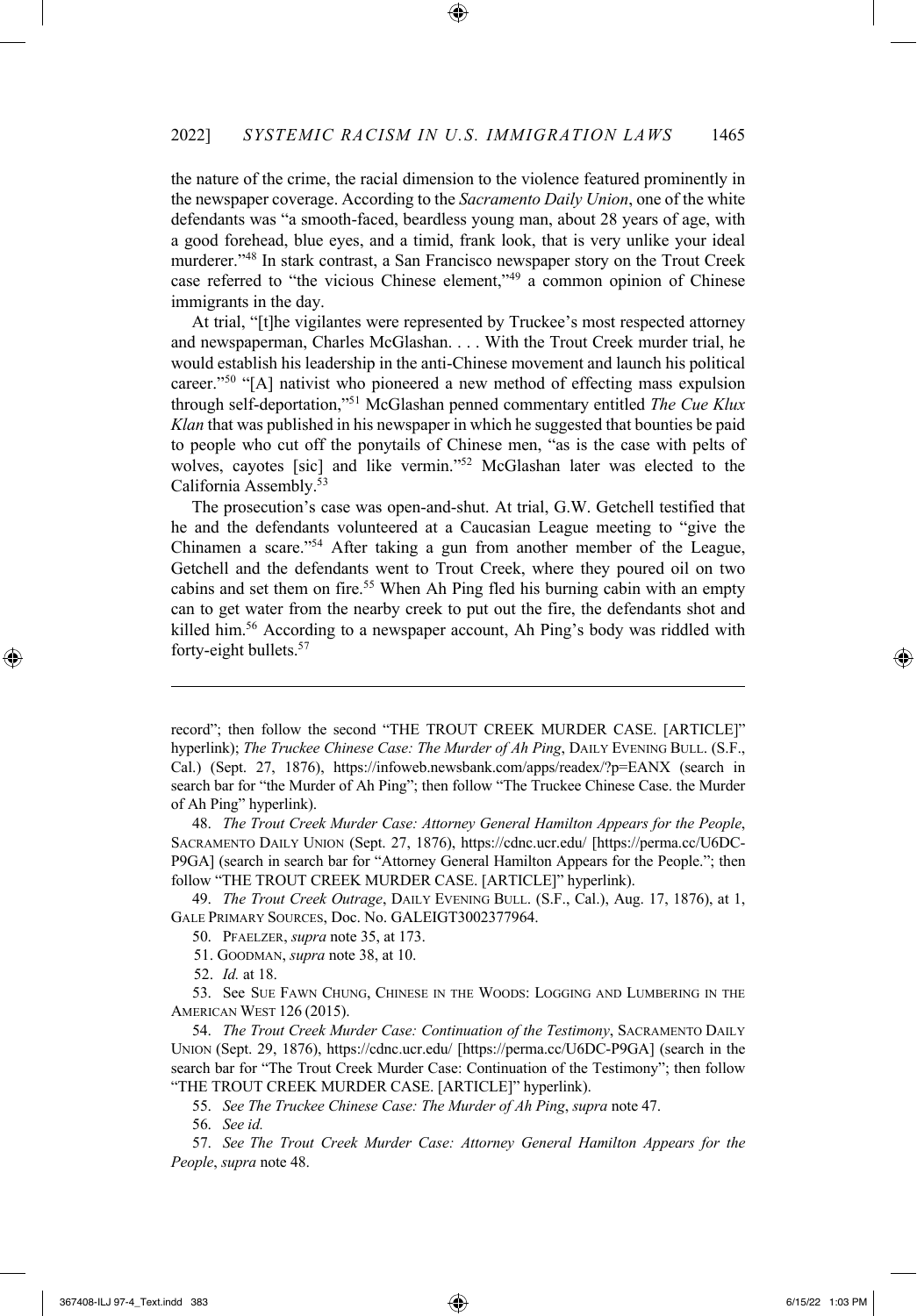the nature of the crime, the racial dimension to the violence featured prominently in the newspaper coverage. According to the *Sacramento Daily Union*, one of the white defendants was "a smooth-faced, beardless young man, about 28 years of age, with a good forehead, blue eyes, and a timid, frank look, that is very unlike your ideal murderer."[48] In stark contrast, a San Francisco newspaper story on the Trout Creek case referred to "the vicious Chinese element,"[49] a common opinion of Chinese immigrants in the day.

At trial, "[t]he vigilantes were represented by Truckee's most respected attorney and newspaperman, Charles McGlashan. . . . With the Trout Creek murder trial, he would establish his leadership in the anti-Chinese movement and launch his political career."[50] "[A] nativist who pioneered a new method of effecting mass expulsion through self-deportation,"[51] McGlashan penned commentary entitled *The Cue Klux Klan* that was published in his newspaper in which he suggested that bounties be paid to people who cut off the ponytails of Chinese men, "as is the case with pelts of wolves, cayotes [sic] and like vermin."[52] McGlashan later was elected to the California Assembly.[53]

The prosecution's case was open-and-shut. At trial, G.W. Getchell testified that he and the defendants volunteered at a Caucasian League meeting to "give the Chinamen a scare."[54] After taking a gun from another member of the League, Getchell and the defendants went to Trout Creek, where they poured oil on two cabins and set them on fire.[55] When Ah Ping fled his burning cabin with an empty can to get water from the nearby creek to put out the fire, the defendants shot and killed him.[56] According to a newspaper account, Ah Ping's body was riddled with forty-eight bullets.[57]

---

record"; then follow the second "THE TROUT CREEK MURDER CASE. [ARTICLE]" hyperlink); *The Truckee Chinese Case: The Murder of Ah Ping*, DAILY EVENING BULL. (S.F., Cal.) (Sept. 27, 1876), https://infoweb.newsbank.com/apps/readex/?p=EANX (search in search bar for "the Murder of Ah Ping"; then follow "The Truckee Chinese Case. the Murder of Ah Ping" hyperlink).

48. *The Trout Creek Murder Case: Attorney General Hamilton Appears for the People*, SACRAMENTO DAILY UNION (Sept. 27, 1876), https://cdnc.ucr.edu/ [https://perma.cc/U6DC-P9GA] (search in search bar for "Attorney General Hamilton Appears for the People."; then follow "THE TROUT CREEK MURDER CASE. [ARTICLE]" hyperlink).

49. *The Trout Creek Outrage*, DAILY EVENING BULL. (S.F., Cal.), Aug. 17, 1876), at 1, GALE PRIMARY SOURCES, Doc. No. GALEIGT3002377964.

50. PFAELZER, *supra* note 35, at 173.

51. GOODMAN, *supra* note 38, at 10.

52. *Id.* at 18.

53. See SUE FAWN CHUNG, CHINESE IN THE WOODS: LOGGING AND LUMBERING IN THE AMERICAN WEST 126 (2015).

54. *The Trout Creek Murder Case: Continuation of the Testimony*, SACRAMENTO DAILY UNION (Sept. 29, 1876), https://cdnc.ucr.edu/ [https://perma.cc/U6DC-P9GA] (search in the search bar for "The Trout Creek Murder Case: Continuation of the Testimony"; then follow "THE TROUT CREEK MURDER CASE. [ARTICLE]" hyperlink).

55. *See The Truckee Chinese Case: The Murder of Ah Ping*, *supra* note 47.

56. *See id.*

57. *See The Trout Creek Murder Case: Attorney General Hamilton Appears for the People*, *supra* note 48.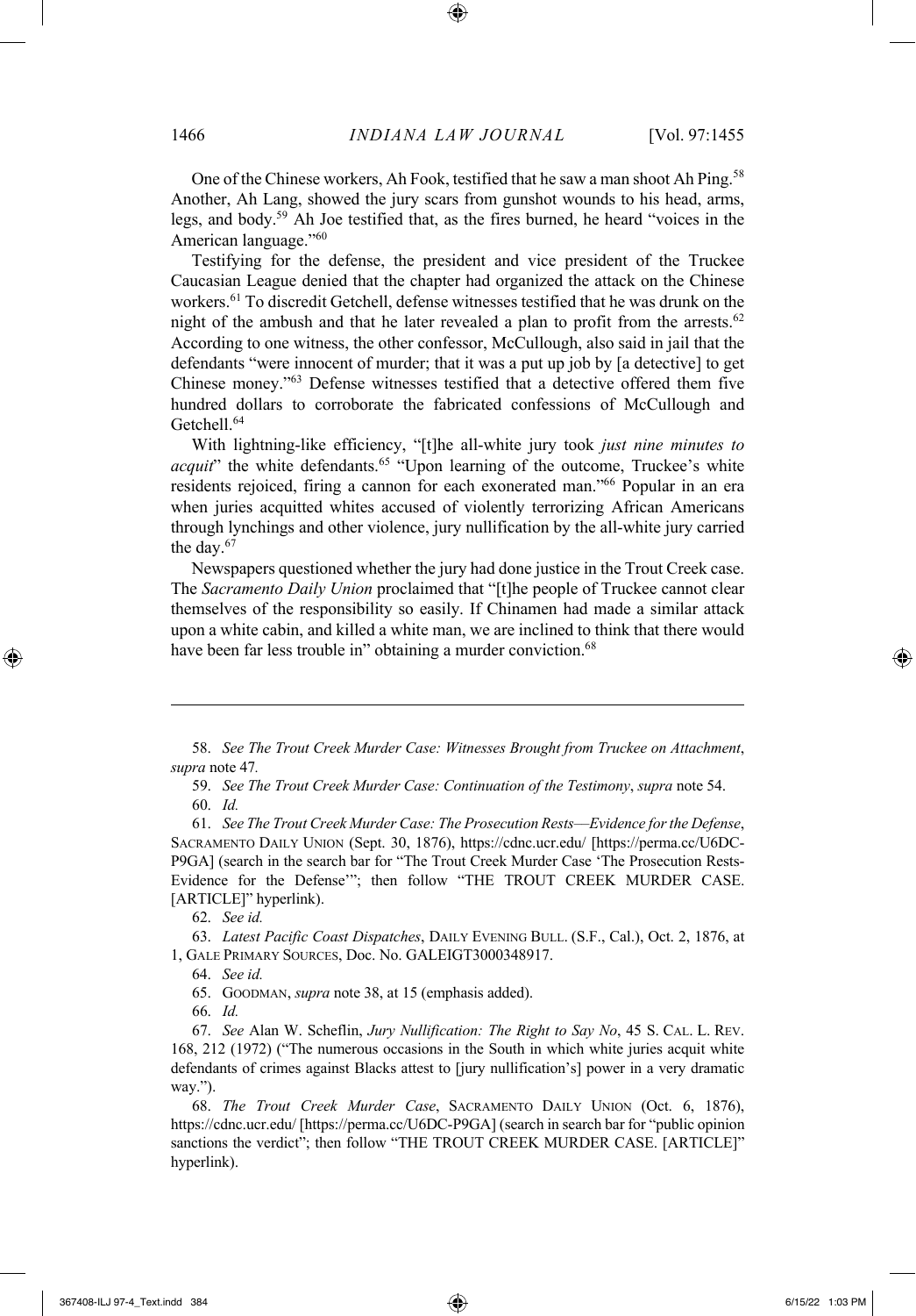One of the Chinese workers, Ah Fook, testified that he saw a man shoot Ah Ping.[58] Another, Ah Lang, showed the jury scars from gunshot wounds to his head, arms, legs, and body.[59] Ah Joe testified that, as the fires burned, he heard "voices in the American language."[60]

Testifying for the defense, the president and vice president of the Truckee Caucasian League denied that the chapter had organized the attack on the Chinese workers.[61] To discredit Getchell, defense witnesses testified that he was drunk on the night of the ambush and that he later revealed a plan to profit from the arrests.[62] According to one witness, the other confessor, McCullough, also said in jail that the defendants "were innocent of murder; that it was a put up job by [a detective] to get Chinese money."[63] Defense witnesses testified that a detective offered them five hundred dollars to corroborate the fabricated confessions of McCullough and Getchell.[64]

With lightning-like efficiency, "[t]he all-white jury took *just nine minutes to acquit*" the white defendants.[65] "Upon learning of the outcome, Truckee's white residents rejoiced, firing a cannon for each exonerated man."[66] Popular in an era when juries acquitted whites accused of violently terrorizing African Americans through lynchings and other violence, jury nullification by the all-white jury carried the day.[67]

Newspapers questioned whether the jury had done justice in the Trout Creek case. The *Sacramento Daily Union* proclaimed that "[t]he people of Truckee cannot clear themselves of the responsibility so easily. If Chinamen had made a similar attack upon a white cabin, and killed a white man, we are inclined to think that there would have been far less trouble in" obtaining a murder conviction.[68]

---

58. *See The Trout Creek Murder Case: Witnesses Brought from Truckee on Attachment*, *supra* note 47.

59. *See The Trout Creek Murder Case: Continuation of the Testimony*, *supra* note 54.

60. *Id.*

61. *See The Trout Creek Murder Case: The Prosecution Rests—Evidence for the Defense*, SACRAMENTO DAILY UNION (Sept. 30, 1876), https://cdnc.ucr.edu/ [https://perma.cc/U6DC-P9GA] (search in the search bar for "The Trout Creek Murder Case 'The Prosecution Rests-Evidence for the Defense'"; then follow "THE TROUT CREEK MURDER CASE. [ARTICLE]" hyperlink).

62. *See id.*

63. *Latest Pacific Coast Dispatches*, DAILY EVENING BULL. (S.F., Cal.), Oct. 2, 1876, at 1, GALE PRIMARY SOURCES, Doc. No. GALEIGT3000348917.

64. *See id.*

65. GOODMAN, *supra* note 38, at 15 (emphasis added).

66. *Id.*

67. *See* Alan W. Scheflin, *Jury Nullification: The Right to Say No*, 45 S. CAL. L. REV. 168, 212 (1972) ("The numerous occasions in the South in which white juries acquit white defendants of crimes against Blacks attest to [jury nullification's] power in a very dramatic way.").

68. *The Trout Creek Murder Case*, SACRAMENTO DAILY UNION (Oct. 6, 1876), https://cdnc.ucr.edu/ [https://perma.cc/U6DC-P9GA] (search in search bar for "public opinion sanctions the verdict"; then follow "THE TROUT CREEK MURDER CASE. [ARTICLE]" hyperlink).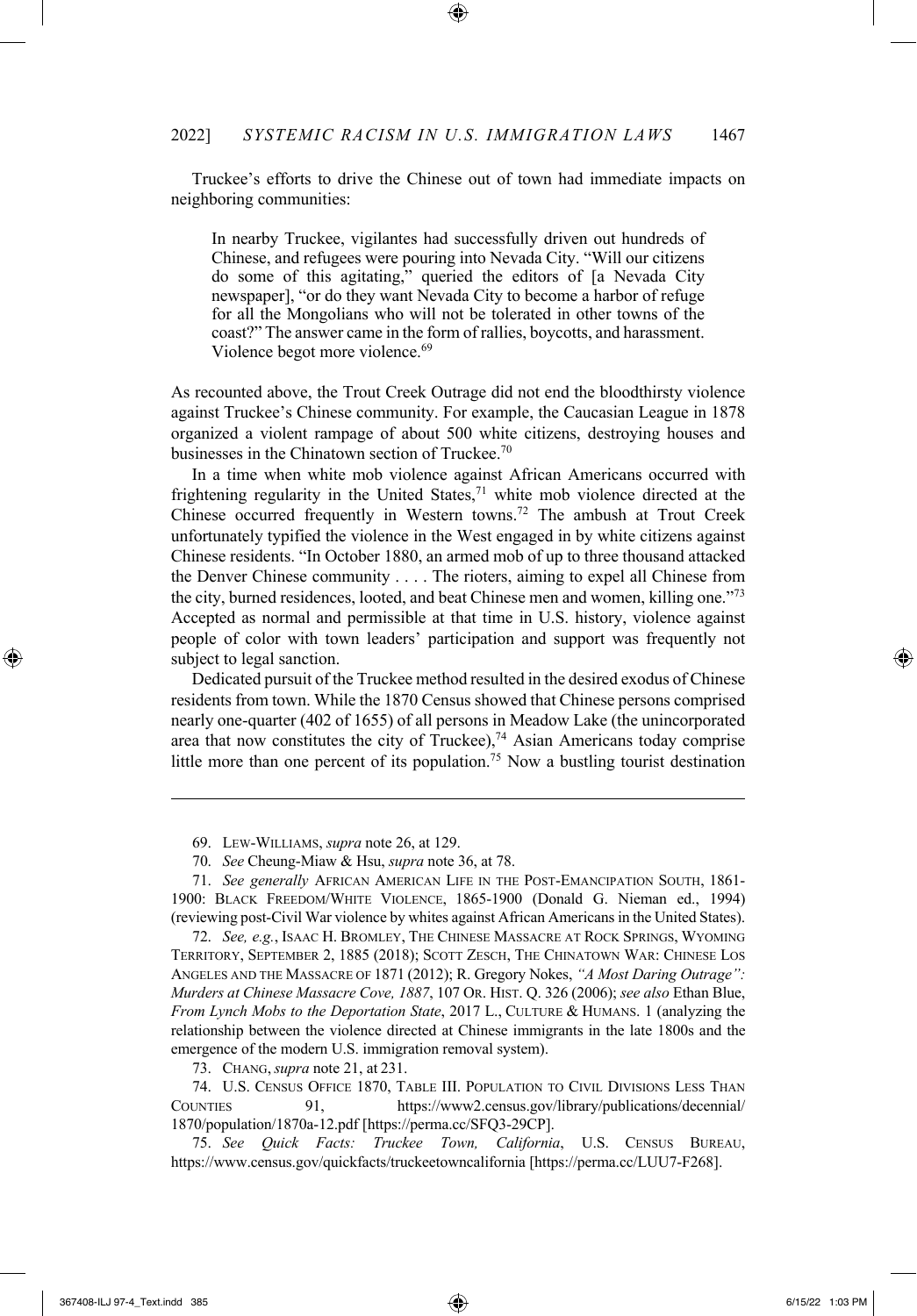Truckee's efforts to drive the Chinese out of town had immediate impacts on neighboring communities:

> In nearby Truckee, vigilantes had successfully driven out hundreds of Chinese, and refugees were pouring into Nevada City. "Will our citizens do some of this agitating," queried the editors of [a Nevada City newspaper], "or do they want Nevada City to become a harbor of refuge for all the Mongolians who will not be tolerated in other towns of the coast?" The answer came in the form of rallies, boycotts, and harassment. Violence begot more violence.[69]

As recounted above, the Trout Creek Outrage did not end the bloodthirsty violence against Truckee's Chinese community. For example, the Caucasian League in 1878 organized a violent rampage of about 500 white citizens, destroying houses and businesses in the Chinatown section of Truckee.[70]

In a time when white mob violence against African Americans occurred with frightening regularity in the United States,[71] white mob violence directed at the Chinese occurred frequently in Western towns.[72] The ambush at Trout Creek unfortunately typified the violence in the West engaged in by white citizens against Chinese residents. "In October 1880, an armed mob of up to three thousand attacked the Denver Chinese community . . . . The rioters, aiming to expel all Chinese from the city, burned residences, looted, and beat Chinese men and women, killing one."[73] Accepted as normal and permissible at that time in U.S. history, violence against people of color with town leaders' participation and support was frequently not subject to legal sanction.

Dedicated pursuit of the Truckee method resulted in the desired exodus of Chinese residents from town. While the 1870 Census showed that Chinese persons comprised nearly one-quarter (402 of 1655) of all persons in Meadow Lake (the unincorporated area that now constitutes the city of Truckee),[74] Asian Americans today comprise little more than one percent of its population.[75] Now a bustling tourist destination

---

69. LEW-WILLIAMS, *supra* note 26, at 129.

70. *See* Cheung-Miaw & Hsu, *supra* note 36, at 78.

71. *See generally* AFRICAN AMERICAN LIFE IN THE POST-EMANCIPATION SOUTH, 1861-1900: BLACK FREEDOM/WHITE VIOLENCE, 1865-1900 (Donald G. Nieman ed., 1994) (reviewing post-Civil War violence by whites against African Americans in the United States).

72. *See, e.g.*, ISAAC H. BROMLEY, THE CHINESE MASSACRE AT ROCK SPRINGS, WYOMING TERRITORY, SEPTEMBER 2, 1885 (2018); SCOTT ZESCH, THE CHINATOWN WAR: CHINESE LOS ANGELES AND THE MASSACRE OF 1871 (2012); R. Gregory Nokes, *"A Most Daring Outrage": Murders at Chinese Massacre Cove, 1887*, 107 OR. HIST. Q. 326 (2006); *see also* Ethan Blue, *From Lynch Mobs to the Deportation State*, 2017 L., CULTURE & HUMANS. 1 (analyzing the relationship between the violence directed at Chinese immigrants in the late 1800s and the emergence of the modern U.S. immigration removal system).

73. CHANG, *supra* note 21, at 231.

74. U.S. CENSUS OFFICE 1870, TABLE III. POPULATION TO CIVIL DIVISIONS LESS THAN COUNTIES 91, https://www2.census.gov/library/publications/decennial/1870/population/1870a-12.pdf [https://perma.cc/SFQ3-29CP].

75. *See Quick Facts: Truckee Town, California*, U.S. CENSUS BUREAU, https://www.census.gov/quickfacts/truckeetowncalifornia [https://perma.cc/LUU7-F268].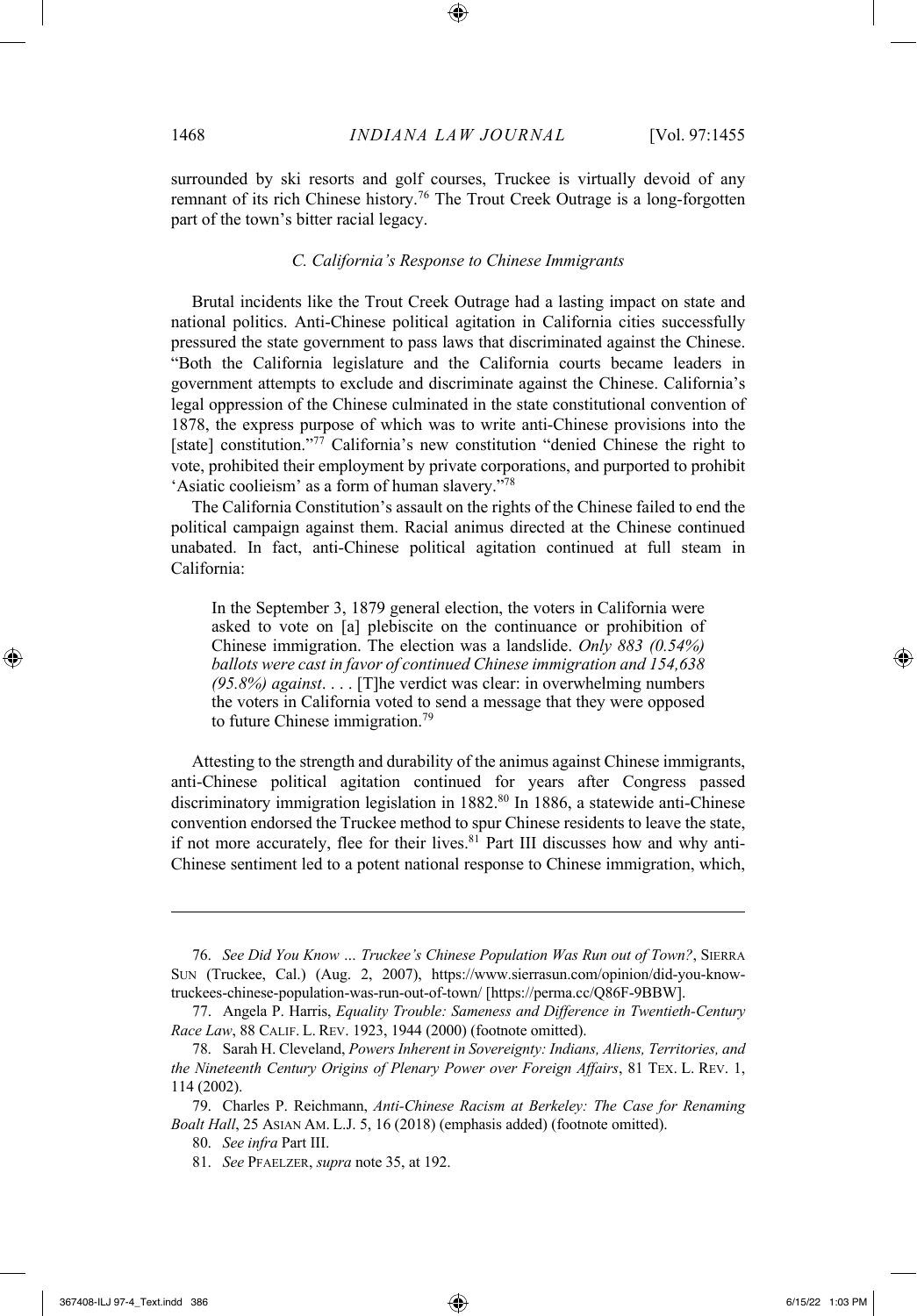surrounded by ski resorts and golf courses, Truckee is virtually devoid of any remnant of its rich Chinese history.[76] The Trout Creek Outrage is a long-forgotten part of the town's bitter racial legacy.

### *C. California's Response to Chinese Immigrants*

Brutal incidents like the Trout Creek Outrage had a lasting impact on state and national politics. Anti-Chinese political agitation in California cities successfully pressured the state government to pass laws that discriminated against the Chinese. "Both the California legislature and the California courts became leaders in government attempts to exclude and discriminate against the Chinese. California's legal oppression of the Chinese culminated in the state constitutional convention of 1878, the express purpose of which was to write anti-Chinese provisions into the [state] constitution."[77] California's new constitution "denied Chinese the right to vote, prohibited their employment by private corporations, and purported to prohibit 'Asiatic coolieism' as a form of human slavery."[78]

The California Constitution's assault on the rights of the Chinese failed to end the political campaign against them. Racial animus directed at the Chinese continued unabated. In fact, anti-Chinese political agitation continued at full steam in California:

> In the September 3, 1879 general election, the voters in California were asked to vote on [a] plebiscite on the continuance or prohibition of Chinese immigration. The election was a landslide. *Only 883 (0.54%) ballots were cast in favor of continued Chinese immigration and 154,638 (95.8%) against*. . . . [T]he verdict was clear: in overwhelming numbers the voters in California voted to send a message that they were opposed to future Chinese immigration.[79]

Attesting to the strength and durability of the animus against Chinese immigrants, anti-Chinese political agitation continued for years after Congress passed discriminatory immigration legislation in 1882.[80] In 1886, a statewide anti-Chinese convention endorsed the Truckee method to spur Chinese residents to leave the state, if not more accurately, flee for their lives.[81] Part III discusses how and why anti-Chinese sentiment led to a potent national response to Chinese immigration, which,

---

76. *See Did You Know ... Truckee's Chinese Population Was Run out of Town?*, SIERRA SUN (Truckee, Cal.) (Aug. 2, 2007), https://www.sierrasun.com/opinion/did-you-know-truckees-chinese-population-was-run-out-of-town/ [https://perma.cc/Q86F-9BBW].

77. Angela P. Harris, *Equality Trouble: Sameness and Difference in Twentieth-Century Race Law*, 88 CALIF. L. REV. 1923, 1944 (2000) (footnote omitted).

78. Sarah H. Cleveland, *Powers Inherent in Sovereignty: Indians, Aliens, Territories, and the Nineteenth Century Origins of Plenary Power over Foreign Affairs*, 81 TEX. L. REV. 1, 114 (2002).

79. Charles P. Reichmann, *Anti-Chinese Racism at Berkeley: The Case for Renaming Boalt Hall*, 25 ASIAN AM. L.J. 5, 16 (2018) (emphasis added) (footnote omitted).

80. *See infra* Part III.

81. *See* PFAELZER, *supra* note 35, at 192.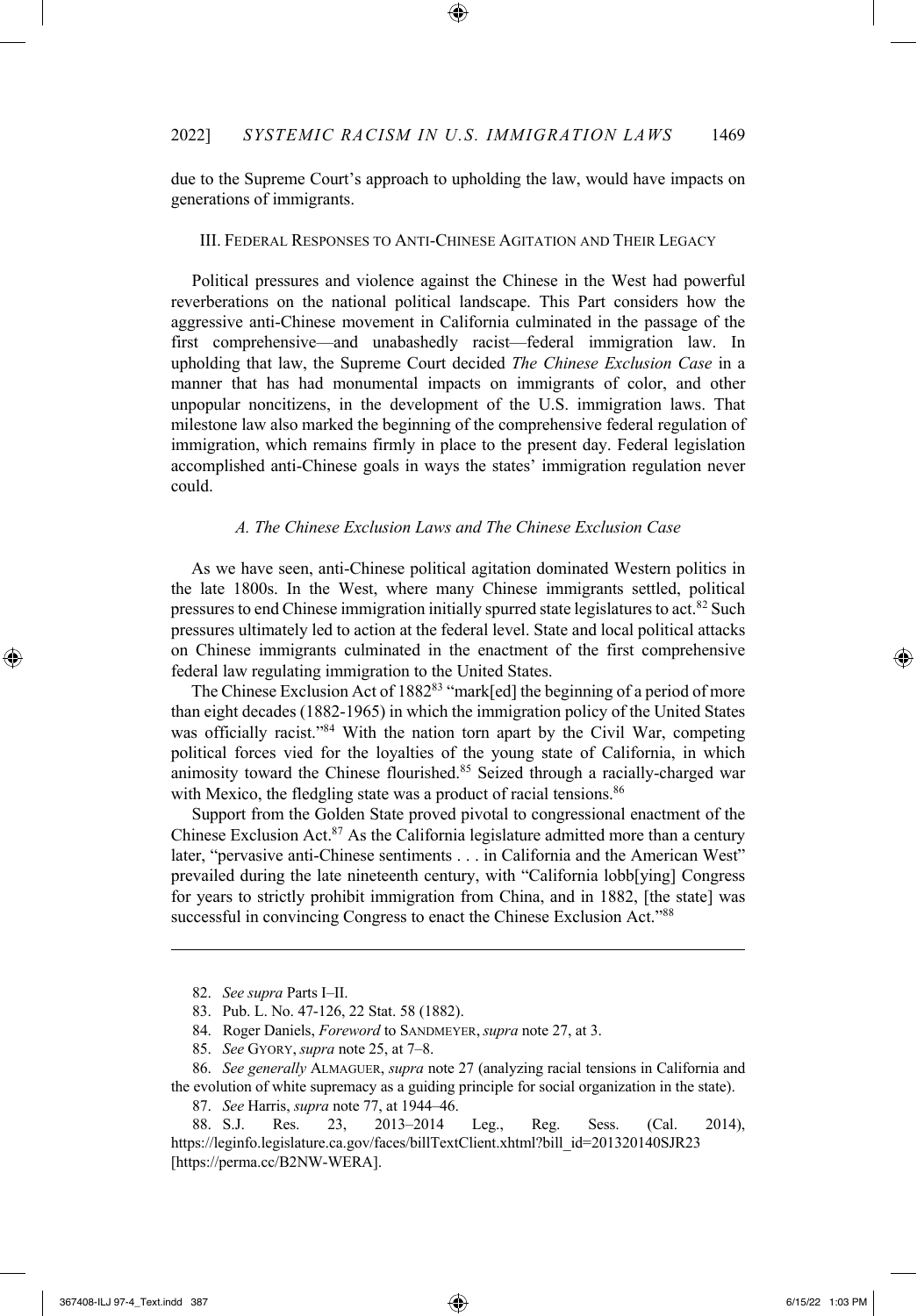due to the Supreme Court's approach to upholding the law, would have impacts on generations of immigrants.

## III. Federal Responses to Anti-Chinese Agitation and Their Legacy

Political pressures and violence against the Chinese in the West had powerful reverberations on the national political landscape. This Part considers how the aggressive anti-Chinese movement in California culminated in the passage of the first comprehensive—and unabashedly racist—federal immigration law. In upholding that law, the Supreme Court decided *The Chinese Exclusion Case* in a manner that has had monumental impacts on immigrants of color, and other unpopular noncitizens, in the development of the U.S. immigration laws. That milestone law also marked the beginning of the comprehensive federal regulation of immigration, which remains firmly in place to the present day. Federal legislation accomplished anti-Chinese goals in ways the states' immigration regulation never could.

### *A. The Chinese Exclusion Laws and The Chinese Exclusion Case*

As we have seen, anti-Chinese political agitation dominated Western politics in the late 1800s. In the West, where many Chinese immigrants settled, political pressures to end Chinese immigration initially spurred state legislatures to act.[82] Such pressures ultimately led to action at the federal level. State and local political attacks on Chinese immigrants culminated in the enactment of the first comprehensive federal law regulating immigration to the United States.

The Chinese Exclusion Act of 1882[83] "mark[ed] the beginning of a period of more than eight decades (1882-1965) in which the immigration policy of the United States was officially racist."[84] With the nation torn apart by the Civil War, competing political forces vied for the loyalties of the young state of California, in which animosity toward the Chinese flourished.[85] Seized through a racially-charged war with Mexico, the fledgling state was a product of racial tensions.[86]

Support from the Golden State proved pivotal to congressional enactment of the Chinese Exclusion Act.[87] As the California legislature admitted more than a century later, "pervasive anti-Chinese sentiments . . . in California and the American West" prevailed during the late nineteenth century, with "California lobb[ying] Congress for years to strictly prohibit immigration from China, and in 1882, [the state] was successful in convincing Congress to enact the Chinese Exclusion Act."[88]

---

82. *See supra* Parts I–II.

83. Pub. L. No. 47-126, 22 Stat. 58 (1882).

84. Roger Daniels, *Foreword* to SANDMEYER, *supra* note 27, at 3.

85. *See* GYORY, *supra* note 25, at 7–8.

86. *See generally* ALMAGUER, *supra* note 27 (analyzing racial tensions in California and the evolution of white supremacy as a guiding principle for social organization in the state).

87. *See* Harris, *supra* note 77, at 1944–46.

88. S.J. Res. 23, 2013–2014 Leg., Reg. Sess. (Cal. 2014), https://leginfo.legislature.ca.gov/faces/billTextClient.xhtml?bill_id=201320140SJR23 [https://perma.cc/B2NW-WERA].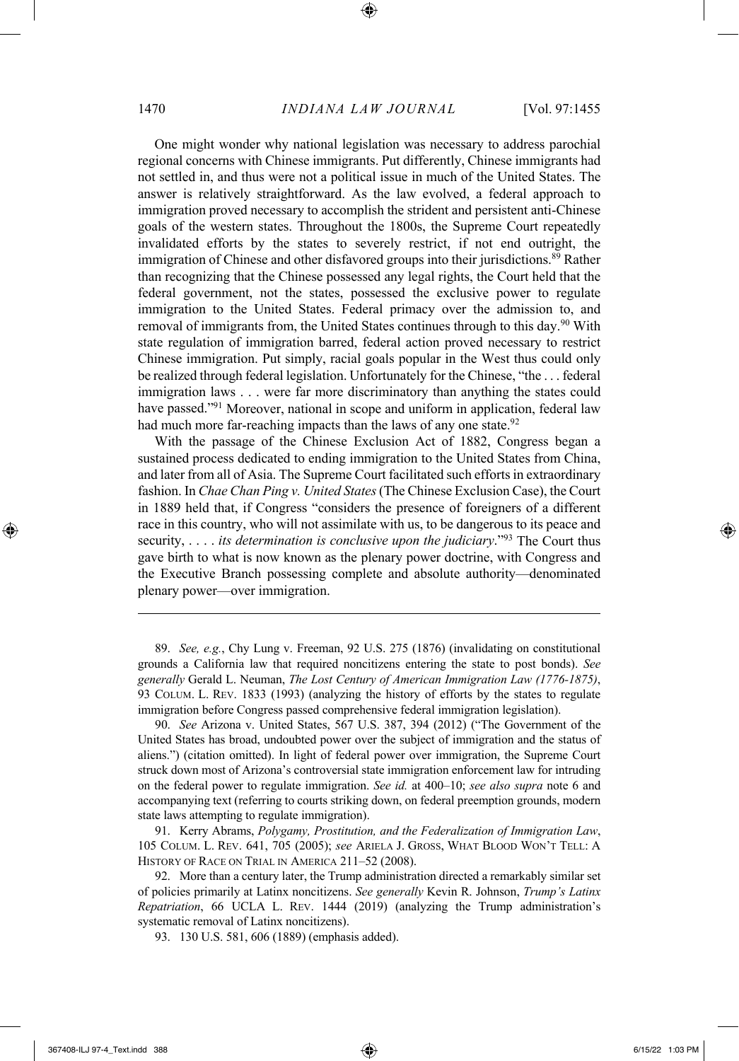One might wonder why national legislation was necessary to address parochial regional concerns with Chinese immigrants. Put differently, Chinese immigrants had not settled in, and thus were not a political issue in much of the United States. The answer is relatively straightforward. As the law evolved, a federal approach to immigration proved necessary to accomplish the strident and persistent anti-Chinese goals of the western states. Throughout the 1800s, the Supreme Court repeatedly invalidated efforts by the states to severely restrict, if not end outright, the immigration of Chinese and other disfavored groups into their jurisdictions.[89] Rather than recognizing that the Chinese possessed any legal rights, the Court held that the federal government, not the states, possessed the exclusive power to regulate immigration to the United States. Federal primacy over the admission to, and removal of immigrants from, the United States continues through to this day.[90] With state regulation of immigration barred, federal action proved necessary to restrict Chinese immigration. Put simply, racial goals popular in the West thus could only be realized through federal legislation. Unfortunately for the Chinese, "the . . . federal immigration laws . . . were far more discriminatory than anything the states could have passed."[91] Moreover, national in scope and uniform in application, federal law had much more far-reaching impacts than the laws of any one state.[92]

With the passage of the Chinese Exclusion Act of 1882, Congress began a sustained process dedicated to ending immigration to the United States from China, and later from all of Asia. The Supreme Court facilitated such efforts in extraordinary fashion. In *Chae Chan Ping v. United States* (The Chinese Exclusion Case), the Court in 1889 held that, if Congress "considers the presence of foreigners of a different race in this country, who will not assimilate with us, to be dangerous to its peace and security, . . . . *its determination is conclusive upon the judiciary*."[93] The Court thus gave birth to what is now known as the plenary power doctrine, with Congress and the Executive Branch possessing complete and absolute authority—denominated plenary power—over immigration.

---

89. *See, e.g.*, Chy Lung v. Freeman, 92 U.S. 275 (1876) (invalidating on constitutional grounds a California law that required noncitizens entering the state to post bonds). *See generally* Gerald L. Neuman, *The Lost Century of American Immigration Law (1776-1875)*, 93 COLUM. L. REV. 1833 (1993) (analyzing the history of efforts by the states to regulate immigration before Congress passed comprehensive federal immigration legislation).

90. *See* Arizona v. United States, 567 U.S. 387, 394 (2012) ("The Government of the United States has broad, undoubted power over the subject of immigration and the status of aliens.") (citation omitted). In light of federal power over immigration, the Supreme Court struck down most of Arizona's controversial state immigration enforcement law for intruding on the federal power to regulate immigration. *See id.* at 400–10; *see also supra* note 6 and accompanying text (referring to courts striking down, on federal preemption grounds, modern state laws attempting to regulate immigration).

91. Kerry Abrams, *Polygamy, Prostitution, and the Federalization of Immigration Law*, 105 COLUM. L. REV. 641, 705 (2005); *see* ARIELA J. GROSS, WHAT BLOOD WON'T TELL: A HISTORY OF RACE ON TRIAL IN AMERICA 211–52 (2008).

92. More than a century later, the Trump administration directed a remarkably similar set of policies primarily at Latinx noncitizens. *See generally* Kevin R. Johnson, *Trump's Latinx Repatriation*, 66 UCLA L. REV. 1444 (2019) (analyzing the Trump administration's systematic removal of Latinx noncitizens).

93. 130 U.S. 581, 606 (1889) (emphasis added).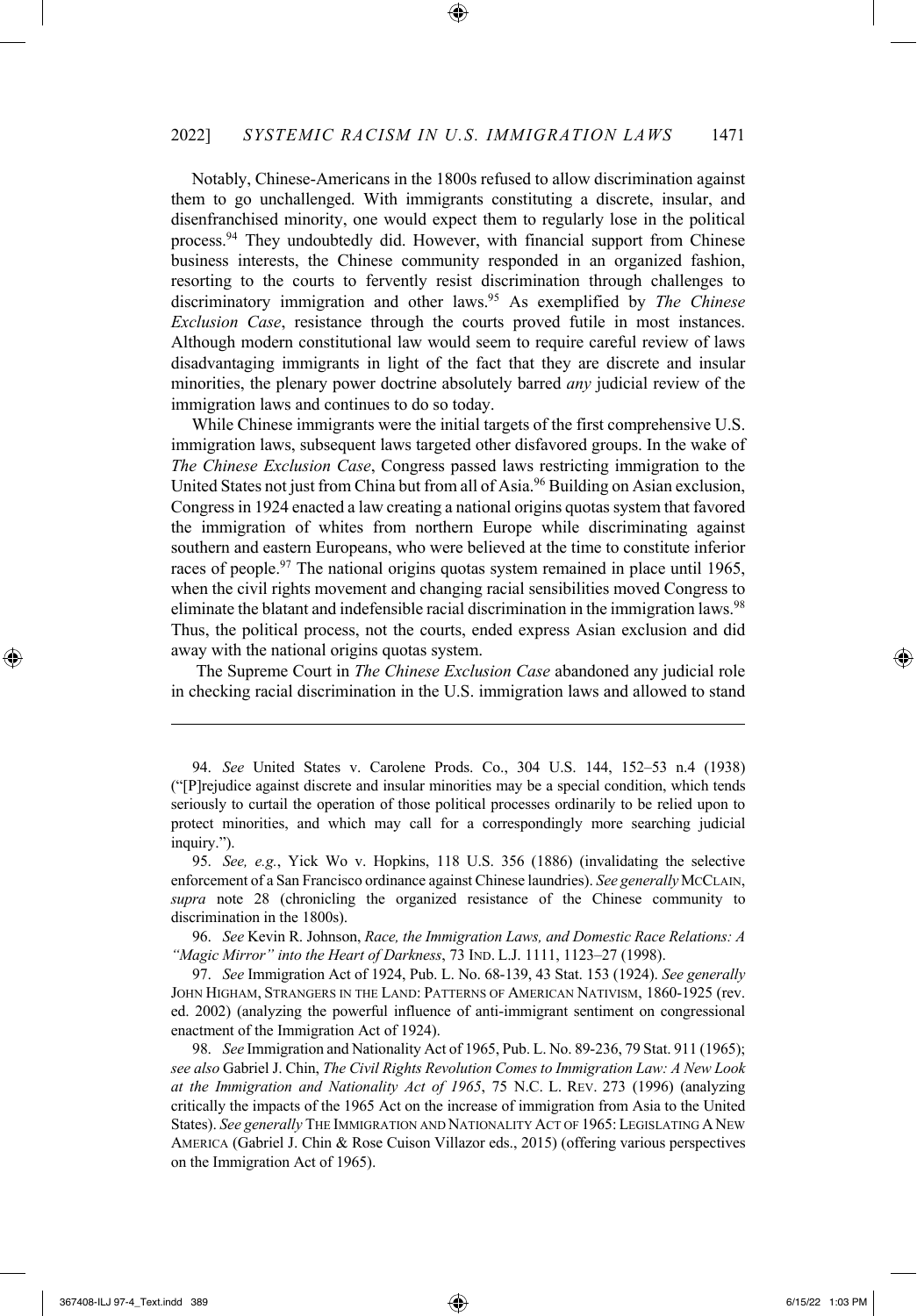Notably, Chinese-Americans in the 1800s refused to allow discrimination against them to go unchallenged. With immigrants constituting a discrete, insular, and disenfranchised minority, one would expect them to regularly lose in the political process.[94] They undoubtedly did. However, with financial support from Chinese business interests, the Chinese community responded in an organized fashion, resorting to the courts to fervently resist discrimination through challenges to discriminatory immigration and other laws.[95] As exemplified by *The Chinese Exclusion Case*, resistance through the courts proved futile in most instances. Although modern constitutional law would seem to require careful review of laws disadvantaging immigrants in light of the fact that they are discrete and insular minorities, the plenary power doctrine absolutely barred *any* judicial review of the immigration laws and continues to do so today.

While Chinese immigrants were the initial targets of the first comprehensive U.S. immigration laws, subsequent laws targeted other disfavored groups. In the wake of *The Chinese Exclusion Case*, Congress passed laws restricting immigration to the United States not just from China but from all of Asia.[96] Building on Asian exclusion, Congress in 1924 enacted a law creating a national origins quotas system that favored the immigration of whites from northern Europe while discriminating against southern and eastern Europeans, who were believed at the time to constitute inferior races of people.[97] The national origins quotas system remained in place until 1965, when the civil rights movement and changing racial sensibilities moved Congress to eliminate the blatant and indefensible racial discrimination in the immigration laws.[98] Thus, the political process, not the courts, ended express Asian exclusion and did away with the national origins quotas system.

The Supreme Court in *The Chinese Exclusion Case* abandoned any judicial role in checking racial discrimination in the U.S. immigration laws and allowed to stand

---

94. *See* United States v. Carolene Prods. Co., 304 U.S. 144, 152–53 n.4 (1938) ("[P]rejudice against discrete and insular minorities may be a special condition, which tends seriously to curtail the operation of those political processes ordinarily to be relied upon to protect minorities, and which may call for a correspondingly more searching judicial inquiry.").

95. *See, e.g.*, Yick Wo v. Hopkins, 118 U.S. 356 (1886) (invalidating the selective enforcement of a San Francisco ordinance against Chinese laundries). *See generally* MCCLAIN, *supra* note 28 (chronicling the organized resistance of the Chinese community to discrimination in the 1800s).

96. *See* Kevin R. Johnson, *Race, the Immigration Laws, and Domestic Race Relations: A "Magic Mirror" into the Heart of Darkness*, 73 IND. L.J. 1111, 1123–27 (1998).

97. *See* Immigration Act of 1924, Pub. L. No. 68-139, 43 Stat. 153 (1924). *See generally* JOHN HIGHAM, STRANGERS IN THE LAND: PATTERNS OF AMERICAN NATIVISM, 1860-1925 (rev. ed. 2002) (analyzing the powerful influence of anti-immigrant sentiment on congressional enactment of the Immigration Act of 1924).

98. *See* Immigration and Nationality Act of 1965, Pub. L. No. 89-236, 79 Stat. 911 (1965); *see also* Gabriel J. Chin, *The Civil Rights Revolution Comes to Immigration Law: A New Look at the Immigration and Nationality Act of 1965*, 75 N.C. L. REV. 273 (1996) (analyzing critically the impacts of the 1965 Act on the increase of immigration from Asia to the United States). *See generally* THE IMMIGRATION AND NATIONALITY ACT OF 1965: LEGISLATING A NEW AMERICA (Gabriel J. Chin & Rose Cuison Villazor eds., 2015) (offering various perspectives on the Immigration Act of 1965).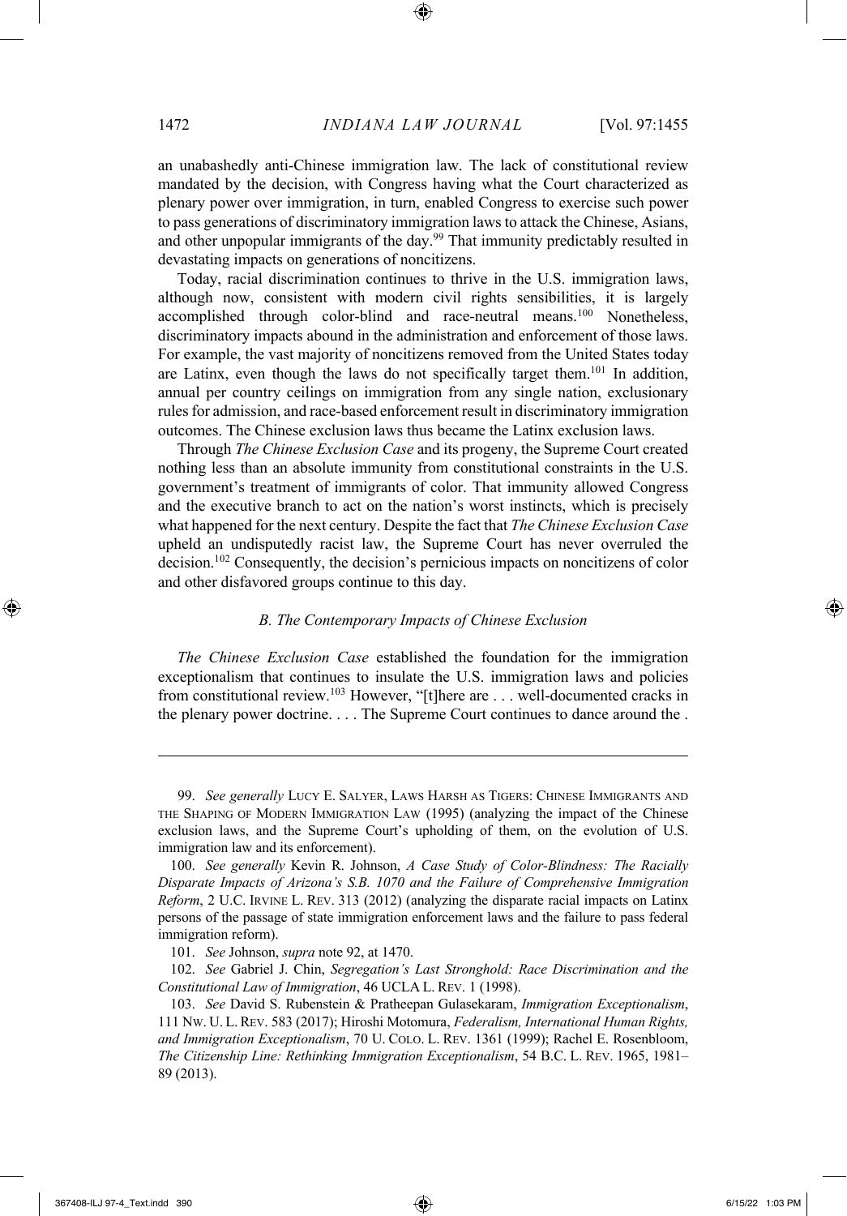an unabashedly anti-Chinese immigration law. The lack of constitutional review mandated by the decision, with Congress having what the Court characterized as plenary power over immigration, in turn, enabled Congress to exercise such power to pass generations of discriminatory immigration laws to attack the Chinese, Asians, and other unpopular immigrants of the day.[99] That immunity predictably resulted in devastating impacts on generations of noncitizens.

Today, racial discrimination continues to thrive in the U.S. immigration laws, although now, consistent with modern civil rights sensibilities, it is largely accomplished through color-blind and race-neutral means.[100] Nonetheless, discriminatory impacts abound in the administration and enforcement of those laws. For example, the vast majority of noncitizens removed from the United States today are Latinx, even though the laws do not specifically target them.[101] In addition, annual per country ceilings on immigration from any single nation, exclusionary rules for admission, and race-based enforcement result in discriminatory immigration outcomes. The Chinese exclusion laws thus became the Latinx exclusion laws.

Through *The Chinese Exclusion Case* and its progeny, the Supreme Court created nothing less than an absolute immunity from constitutional constraints in the U.S. government's treatment of immigrants of color. That immunity allowed Congress and the executive branch to act on the nation's worst instincts, which is precisely what happened for the next century. Despite the fact that *The Chinese Exclusion Case* upheld an undisputedly racist law, the Supreme Court has never overruled the decision.[102] Consequently, the decision's pernicious impacts on noncitizens of color and other disfavored groups continue to this day.

### *B. The Contemporary Impacts of Chinese Exclusion*

*The Chinese Exclusion Case* established the foundation for the immigration exceptionalism that continues to insulate the U.S. immigration laws and policies from constitutional review.[103] However, "[t]here are . . . well-documented cracks in the plenary power doctrine. . . . The Supreme Court continues to dance around the .

---

99. *See generally* LUCY E. SALYER, LAWS HARSH AS TIGERS: CHINESE IMMIGRANTS AND THE SHAPING OF MODERN IMMIGRATION LAW (1995) (analyzing the impact of the Chinese exclusion laws, and the Supreme Court's upholding of them, on the evolution of U.S. immigration law and its enforcement).

100. *See generally* Kevin R. Johnson, *A Case Study of Color-Blindness: The Racially Disparate Impacts of Arizona's S.B. 1070 and the Failure of Comprehensive Immigration Reform*, 2 U.C. IRVINE L. REV. 313 (2012) (analyzing the disparate racial impacts on Latinx persons of the passage of state immigration enforcement laws and the failure to pass federal immigration reform).

101. *See* Johnson, *supra* note 92, at 1470.

102. *See* Gabriel J. Chin, *Segregation's Last Stronghold: Race Discrimination and the Constitutional Law of Immigration*, 46 UCLA L. REV. 1 (1998).

103. *See* David S. Rubenstein & Pratheepan Gulasekaram, *Immigration Exceptionalism*, 111 NW. U. L. REV. 583 (2017); Hiroshi Motomura, *Federalism, International Human Rights, and Immigration Exceptionalism*, 70 U. COLO. L. REV. 1361 (1999); Rachel E. Rosenbloom, *The Citizenship Line: Rethinking Immigration Exceptionalism*, 54 B.C. L. REV. 1965, 1981–89 (2013).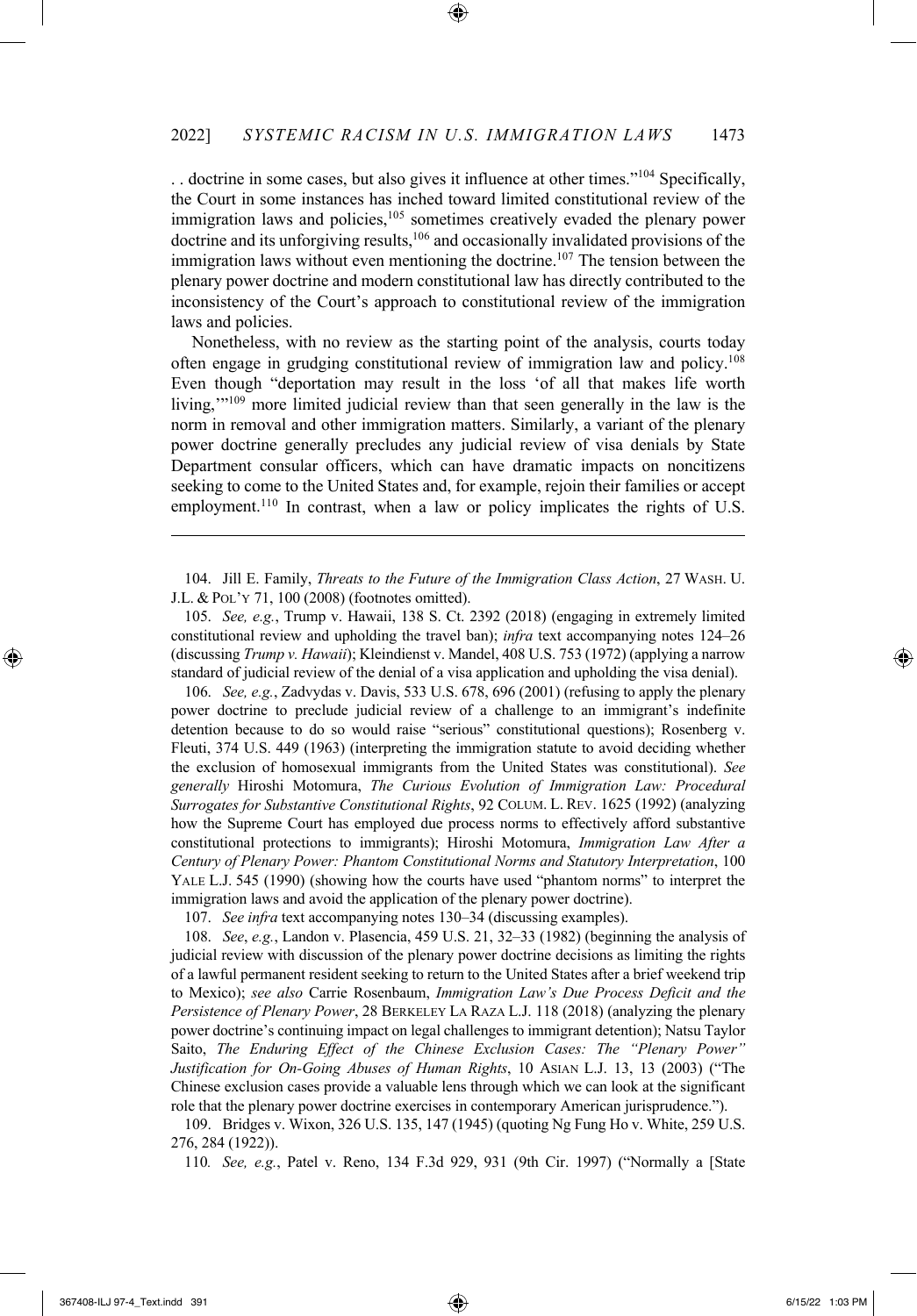. . doctrine in some cases, but also gives it influence at other times."[104] Specifically, the Court in some instances has inched toward limited constitutional review of the immigration laws and policies,[105] sometimes creatively evaded the plenary power doctrine and its unforgiving results,[106] and occasionally invalidated provisions of the immigration laws without even mentioning the doctrine.[107] The tension between the plenary power doctrine and modern constitutional law has directly contributed to the inconsistency of the Court's approach to constitutional review of the immigration laws and policies.

Nonetheless, with no review as the starting point of the analysis, courts today often engage in grudging constitutional review of immigration law and policy.[108] Even though "deportation may result in the loss 'of all that makes life worth living,'"[109] more limited judicial review than that seen generally in the law is the norm in removal and other immigration matters. Similarly, a variant of the plenary power doctrine generally precludes any judicial review of visa denials by State Department consular officers, which can have dramatic impacts on noncitizens seeking to come to the United States and, for example, rejoin their families or accept employment.[110] In contrast, when a law or policy implicates the rights of U.S.

---

104. Jill E. Family, *Threats to the Future of the Immigration Class Action*, 27 WASH. U. J.L. & POL'Y 71, 100 (2008) (footnotes omitted).

105. *See, e.g.*, Trump v. Hawaii, 138 S. Ct. 2392 (2018) (engaging in extremely limited constitutional review and upholding the travel ban); *infra* text accompanying notes 124–26 (discussing *Trump v. Hawaii*); Kleindienst v. Mandel, 408 U.S. 753 (1972) (applying a narrow standard of judicial review of the denial of a visa application and upholding the visa denial).

106. *See, e.g.*, Zadvydas v. Davis, 533 U.S. 678, 696 (2001) (refusing to apply the plenary power doctrine to preclude judicial review of a challenge to an immigrant's indefinite detention because to do so would raise "serious" constitutional questions); Rosenberg v. Fleuti, 374 U.S. 449 (1963) (interpreting the immigration statute to avoid deciding whether the exclusion of homosexual immigrants from the United States was constitutional). *See generally* Hiroshi Motomura, *The Curious Evolution of Immigration Law: Procedural Surrogates for Substantive Constitutional Rights*, 92 COLUM. L. REV. 1625 (1992) (analyzing how the Supreme Court has employed due process norms to effectively afford substantive constitutional protections to immigrants); Hiroshi Motomura, *Immigration Law After a Century of Plenary Power: Phantom Constitutional Norms and Statutory Interpretation*, 100 YALE L.J. 545 (1990) (showing how the courts have used "phantom norms" to interpret the immigration laws and avoid the application of the plenary power doctrine).

107. *See infra* text accompanying notes 130–34 (discussing examples).

108. *See*, *e.g.*, Landon v. Plasencia, 459 U.S. 21, 32–33 (1982) (beginning the analysis of judicial review with discussion of the plenary power doctrine decisions as limiting the rights of a lawful permanent resident seeking to return to the United States after a brief weekend trip to Mexico); *see also* Carrie Rosenbaum, *Immigration Law's Due Process Deficit and the Persistence of Plenary Power*, 28 BERKELEY LA RAZA L.J. 118 (2018) (analyzing the plenary power doctrine's continuing impact on legal challenges to immigrant detention); Natsu Taylor Saito, *The Enduring Effect of the Chinese Exclusion Cases: The "Plenary Power" Justification for On-Going Abuses of Human Rights*, 10 ASIAN L.J. 13, 13 (2003) ("The Chinese exclusion cases provide a valuable lens through which we can look at the significant role that the plenary power doctrine exercises in contemporary American jurisprudence.").

109. Bridges v. Wixon, 326 U.S. 135, 147 (1945) (quoting Ng Fung Ho v. White, 259 U.S. 276, 284 (1922)).

110. *See, e.g.*, Patel v. Reno, 134 F.3d 929, 931 (9th Cir. 1997) ("Normally a [State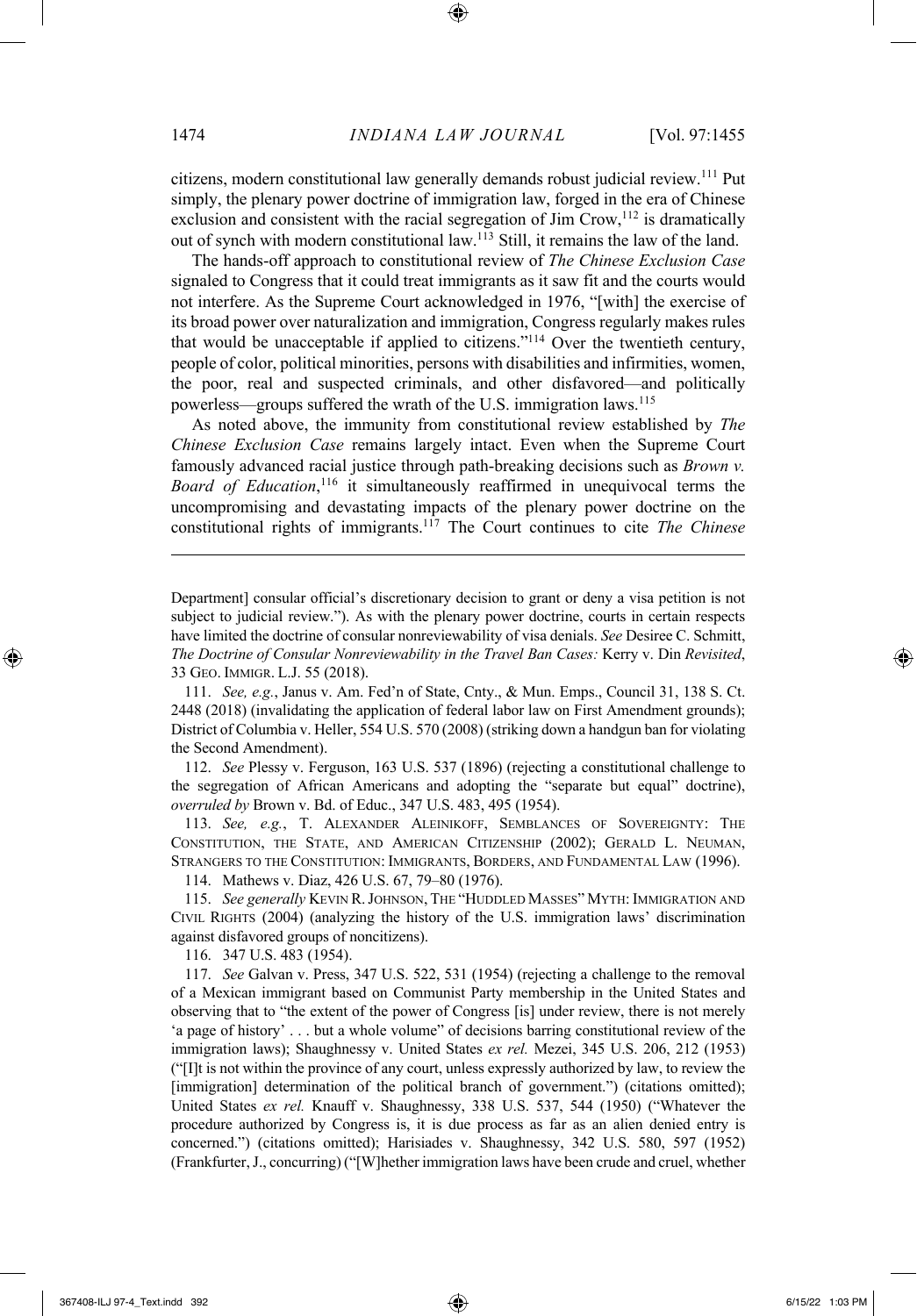citizens, modern constitutional law generally demands robust judicial review.[111] Put simply, the plenary power doctrine of immigration law, forged in the era of Chinese exclusion and consistent with the racial segregation of Jim Crow,[112] is dramatically out of synch with modern constitutional law.[113] Still, it remains the law of the land.

The hands-off approach to constitutional review of *The Chinese Exclusion Case* signaled to Congress that it could treat immigrants as it saw fit and the courts would not interfere. As the Supreme Court acknowledged in 1976, "[with] the exercise of its broad power over naturalization and immigration, Congress regularly makes rules that would be unacceptable if applied to citizens."[114] Over the twentieth century, people of color, political minorities, persons with disabilities and infirmities, women, the poor, real and suspected criminals, and other disfavored—and politically powerless—groups suffered the wrath of the U.S. immigration laws.[115]

As noted above, the immunity from constitutional review established by *The Chinese Exclusion Case* remains largely intact. Even when the Supreme Court famously advanced racial justice through path-breaking decisions such as *Brown v. Board of Education*,[116] it simultaneously reaffirmed in unequivocal terms the uncompromising and devastating impacts of the plenary power doctrine on the constitutional rights of immigrants.[117] The Court continues to cite *The Chinese*

---

Department] consular official's discretionary decision to grant or deny a visa petition is not subject to judicial review."). As with the plenary power doctrine, courts in certain respects have limited the doctrine of consular nonreviewability of visa denials. *See* Desiree C. Schmitt, *The Doctrine of Consular Nonreviewability in the Travel Ban Cases:* Kerry v. Din *Revisited*, 33 GEO. IMMIGR. L.J. 55 (2018).

111. *See, e.g.*, Janus v. Am. Fed'n of State, Cnty., & Mun. Emps., Council 31, 138 S. Ct. 2448 (2018) (invalidating the application of federal labor law on First Amendment grounds); District of Columbia v. Heller, 554 U.S. 570 (2008) (striking down a handgun ban for violating the Second Amendment).

112. *See* Plessy v. Ferguson, 163 U.S. 537 (1896) (rejecting a constitutional challenge to the segregation of African Americans and adopting the "separate but equal" doctrine), *overruled by* Brown v. Bd. of Educ., 347 U.S. 483, 495 (1954).

113. *See, e.g.*, T. ALEXANDER ALEINIKOFF, SEMBLANCES OF SOVEREIGNTY: THE CONSTITUTION, THE STATE, AND AMERICAN CITIZENSHIP (2002); GERALD L. NEUMAN, STRANGERS TO THE CONSTITUTION: IMMIGRANTS, BORDERS, AND FUNDAMENTAL LAW (1996).

114. Mathews v. Diaz, 426 U.S. 67, 79–80 (1976).

115. *See generally* KEVIN R. JOHNSON, THE "HUDDLED MASSES" MYTH: IMMIGRATION AND CIVIL RIGHTS (2004) (analyzing the history of the U.S. immigration laws' discrimination against disfavored groups of noncitizens).

116. 347 U.S. 483 (1954).

117. *See* Galvan v. Press, 347 U.S. 522, 531 (1954) (rejecting a challenge to the removal of a Mexican immigrant based on Communist Party membership in the United States and observing that to "the extent of the power of Congress [is] under review, there is not merely 'a page of history' . . . but a whole volume" of decisions barring constitutional review of the immigration laws); Shaughnessy v. United States *ex rel.* Mezei, 345 U.S. 206, 212 (1953) ("[I]t is not within the province of any court, unless expressly authorized by law, to review the [immigration] determination of the political branch of government.") (citations omitted); United States *ex rel.* Knauff v. Shaughnessy, 338 U.S. 537, 544 (1950) ("Whatever the procedure authorized by Congress is, it is due process as far as an alien denied entry is concerned.") (citations omitted); Harisiades v. Shaughnessy, 342 U.S. 580, 597 (1952) (Frankfurter, J., concurring) ("[W]hether immigration laws have been crude and cruel, whether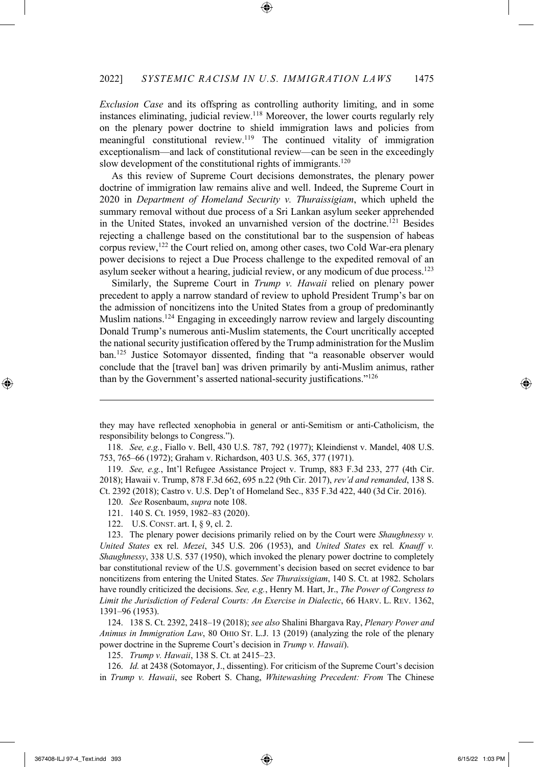*Exclusion Case* and its offspring as controlling authority limiting, and in some instances eliminating, judicial review.[118] Moreover, the lower courts regularly rely on the plenary power doctrine to shield immigration laws and policies from meaningful constitutional review.[119] The continued vitality of immigration exceptionalism—and lack of constitutional review—can be seen in the exceedingly slow development of the constitutional rights of immigrants.[120]

As this review of Supreme Court decisions demonstrates, the plenary power doctrine of immigration law remains alive and well. Indeed, the Supreme Court in 2020 in *Department of Homeland Security v. Thuraissigiam*, which upheld the summary removal without due process of a Sri Lankan asylum seeker apprehended in the United States, invoked an unvarnished version of the doctrine.[121] Besides rejecting a challenge based on the constitutional bar to the suspension of habeas corpus review,[122] the Court relied on, among other cases, two Cold War-era plenary power decisions to reject a Due Process challenge to the expedited removal of an asylum seeker without a hearing, judicial review, or any modicum of due process.[123]

Similarly, the Supreme Court in *Trump v. Hawaii* relied on plenary power precedent to apply a narrow standard of review to uphold President Trump's bar on the admission of noncitizens into the United States from a group of predominantly Muslim nations.[124] Engaging in exceedingly narrow review and largely discounting Donald Trump's numerous anti-Muslim statements, the Court uncritically accepted the national security justification offered by the Trump administration for the Muslim ban.[125] Justice Sotomayor dissented, finding that "a reasonable observer would conclude that the [travel ban] was driven primarily by anti-Muslim animus, rather than by the Government's asserted national-security justifications."[126]

---

they may have reflected xenophobia in general or anti-Semitism or anti-Catholicism, the responsibility belongs to Congress.").

118. *See, e.g.*, Fiallo v. Bell, 430 U.S. 787, 792 (1977); Kleindienst v. Mandel, 408 U.S. 753, 765–66 (1972); Graham v. Richardson, 403 U.S. 365, 377 (1971).

119. *See, e.g.*, Int'l Refugee Assistance Project v. Trump, 883 F.3d 233, 277 (4th Cir. 2018); Hawaii v. Trump, 878 F.3d 662, 695 n.22 (9th Cir. 2017), *rev'd and remanded*, 138 S. Ct. 2392 (2018); Castro v. U.S. Dep't of Homeland Sec., 835 F.3d 422, 440 (3d Cir. 2016).

120. *See* Rosenbaum, *supra* note 108.

121. 140 S. Ct. 1959, 1982–83 (2020).

122. U.S. CONST. art. I, § 9, cl. 2.

123. The plenary power decisions primarily relied on by the Court were *Shaughnessy v. United States* ex rel. *Mezei*, 345 U.S. 206 (1953), and *United States* ex rel*. Knauff v. Shaughnessy*, 338 U.S. 537 (1950), which invoked the plenary power doctrine to completely bar constitutional review of the U.S. government's decision based on secret evidence to bar noncitizens from entering the United States. *See Thuraissigiam*, 140 S. Ct. at 1982. Scholars have roundly criticized the decisions. *See, e.g.*, Henry M. Hart, Jr., *The Power of Congress to Limit the Jurisdiction of Federal Courts: An Exercise in Dialectic*, 66 HARV. L. REV. 1362, 1391–96 (1953).

124. 138 S. Ct. 2392, 2418–19 (2018); *see also* Shalini Bhargava Ray, *Plenary Power and Animus in Immigration Law*, 80 OHIO ST. L.J. 13 (2019) (analyzing the role of the plenary power doctrine in the Supreme Court's decision in *Trump v. Hawaii*).

125. *Trump v. Hawaii*, 138 S. Ct. at 2415–23.

126. *Id.* at 2438 (Sotomayor, J., dissenting). For criticism of the Supreme Court's decision in *Trump v. Hawaii*, see Robert S. Chang, *Whitewashing Precedent: From* The Chinese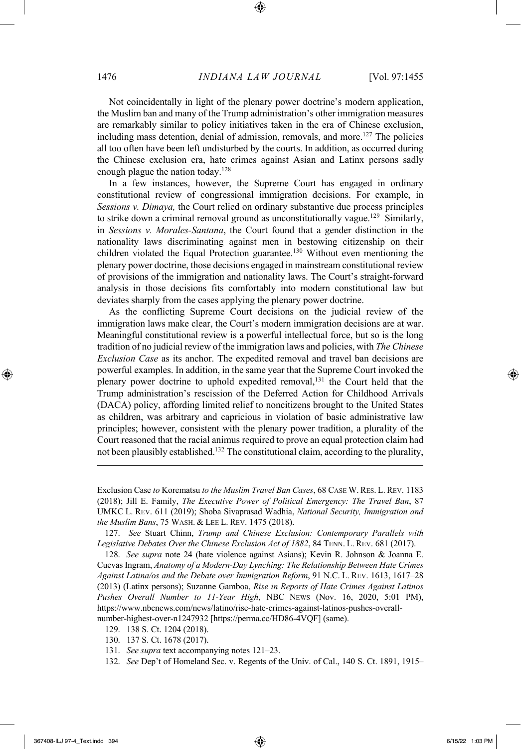Not coincidentally in light of the plenary power doctrine's modern application, the Muslim ban and many of the Trump administration's other immigration measures are remarkably similar to policy initiatives taken in the era of Chinese exclusion, including mass detention, denial of admission, removals, and more.[127] The policies all too often have been left undisturbed by the courts. In addition, as occurred during the Chinese exclusion era, hate crimes against Asian and Latinx persons sadly enough plague the nation today.[128]

In a few instances, however, the Supreme Court has engaged in ordinary constitutional review of congressional immigration decisions. For example, in *Sessions v. Dimaya,* the Court relied on ordinary substantive due process principles to strike down a criminal removal ground as unconstitutionally vague.[129] Similarly, in *Sessions v. Morales-Santana*, the Court found that a gender distinction in the nationality laws discriminating against men in bestowing citizenship on their children violated the Equal Protection guarantee.[130] Without even mentioning the plenary power doctrine, those decisions engaged in mainstream constitutional review of provisions of the immigration and nationality laws. The Court's straight-forward analysis in those decisions fits comfortably into modern constitutional law but deviates sharply from the cases applying the plenary power doctrine.

As the conflicting Supreme Court decisions on the judicial review of the immigration laws make clear, the Court's modern immigration decisions are at war. Meaningful constitutional review is a powerful intellectual force, but so is the long tradition of no judicial review of the immigration laws and policies, with *The Chinese Exclusion Case* as its anchor. The expedited removal and travel ban decisions are powerful examples. In addition, in the same year that the Supreme Court invoked the plenary power doctrine to uphold expedited removal,[131] the Court held that the Trump administration's rescission of the Deferred Action for Childhood Arrivals (DACA) policy, affording limited relief to noncitizens brought to the United States as children, was arbitrary and capricious in violation of basic administrative law principles; however, consistent with the plenary power tradition, a plurality of the Court reasoned that the racial animus required to prove an equal protection claim had not been plausibly established.[132] The constitutional claim, according to the plurality,

---

Exclusion Case *to* Korematsu *to the Muslim Travel Ban Cases*, 68 CASE W. RES. L. REV. 1183 (2018); Jill E. Family, *The Executive Power of Political Emergency: The Travel Ban*, 87 UMKC L. REV. 611 (2019); Shoba Sivaprasad Wadhia, *National Security, Immigration and the Muslim Bans*, 75 WASH. & LEE L. REV. 1475 (2018).

127. *See* Stuart Chinn, *Trump and Chinese Exclusion: Contemporary Parallels with Legislative Debates Over the Chinese Exclusion Act of 1882*, 84 TENN. L. REV. 681 (2017).

128. *See supra* note 24 (hate violence against Asians); Kevin R. Johnson & Joanna E. Cuevas Ingram, *Anatomy of a Modern-Day Lynching: The Relationship Between Hate Crimes Against Latina/os and the Debate over Immigration Reform*, 91 N.C. L. REV. 1613, 1617–28 (2013) (Latinx persons); Suzanne Gamboa, *Rise in Reports of Hate Crimes Against Latinos Pushes Overall Number to 11-Year High*, NBC NEWS (Nov. 16, 2020, 5:01 PM), https://www.nbcnews.com/news/latino/rise-hate-crimes-against-latinos-pushes-overall-number-highest-over-n1247932 [https://perma.cc/HD86-4VQF] (same).

129. 138 S. Ct. 1204 (2018).

130. 137 S. Ct. 1678 (2017).

131. *See supra* text accompanying notes 121–23.

132. *See* Dep't of Homeland Sec. v. Regents of the Univ. of Cal., 140 S. Ct. 1891, 1915–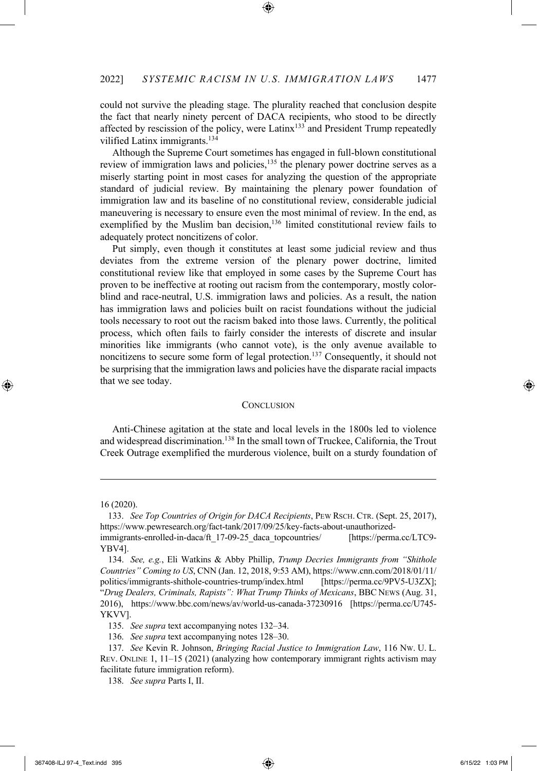could not survive the pleading stage. The plurality reached that conclusion despite the fact that nearly ninety percent of DACA recipients, who stood to be directly affected by rescission of the policy, were Latinx[133] and President Trump repeatedly vilified Latinx immigrants.[134]

Although the Supreme Court sometimes has engaged in full-blown constitutional review of immigration laws and policies,[135] the plenary power doctrine serves as a miserly starting point in most cases for analyzing the question of the appropriate standard of judicial review. By maintaining the plenary power foundation of immigration law and its baseline of no constitutional review, considerable judicial maneuvering is necessary to ensure even the most minimal of review. In the end, as exemplified by the Muslim ban decision,[136] limited constitutional review fails to adequately protect noncitizens of color.

Put simply, even though it constitutes at least some judicial review and thus deviates from the extreme version of the plenary power doctrine, limited constitutional review like that employed in some cases by the Supreme Court has proven to be ineffective at rooting out racism from the contemporary, mostly color-blind and race-neutral, U.S. immigration laws and policies. As a result, the nation has immigration laws and policies built on racist foundations without the judicial tools necessary to root out the racism baked into those laws. Currently, the political process, which often fails to fairly consider the interests of discrete and insular minorities like immigrants (who cannot vote), is the only avenue available to noncitizens to secure some form of legal protection.[137] Consequently, it should not be surprising that the immigration laws and policies have the disparate racial impacts that we see today.

## Conclusion

Anti-Chinese agitation at the state and local levels in the 1800s led to violence and widespread discrimination.[138] In the small town of Truckee, California, the Trout Creek Outrage exemplified the murderous violence, built on a sturdy foundation of

---

16 (2020).

133. *See Top Countries of Origin for DACA Recipients*, Pew Rsch. Ctr. (Sept. 25, 2017), https://www.pewresearch.org/fact-tank/2017/09/25/key-facts-about-unauthorized-immigrants-enrolled-in-daca/ft_17-09-25_daca_topcountries/ [https://perma.cc/LTC9-YBV4].

134. *See, e.g.*, Eli Watkins & Abby Phillip, *Trump Decries Immigrants from "Shithole Countries" Coming to US*, CNN (Jan. 12, 2018, 9:53 AM), https://www.cnn.com/2018/01/11/politics/immigrants-shithole-countries-trump/index.html [https://perma.cc/9PV5-U3ZX]; "*Drug Dealers, Criminals, Rapists": What Trump Thinks of Mexicans*, BBC News (Aug. 31, 2016), https://www.bbc.com/news/av/world-us-canada-37230916 [https://perma.cc/U745-YKVV].

135. *See supra* text accompanying notes 132–34.

136. *See supra* text accompanying notes 128–30.

137. *See* Kevin R. Johnson, *Bringing Racial Justice to Immigration Law*, 116 Nw. U. L. Rev. Online 1, 11–15 (2021) (analyzing how contemporary immigrant rights activism may facilitate future immigration reform).

138. *See supra* Parts I, II.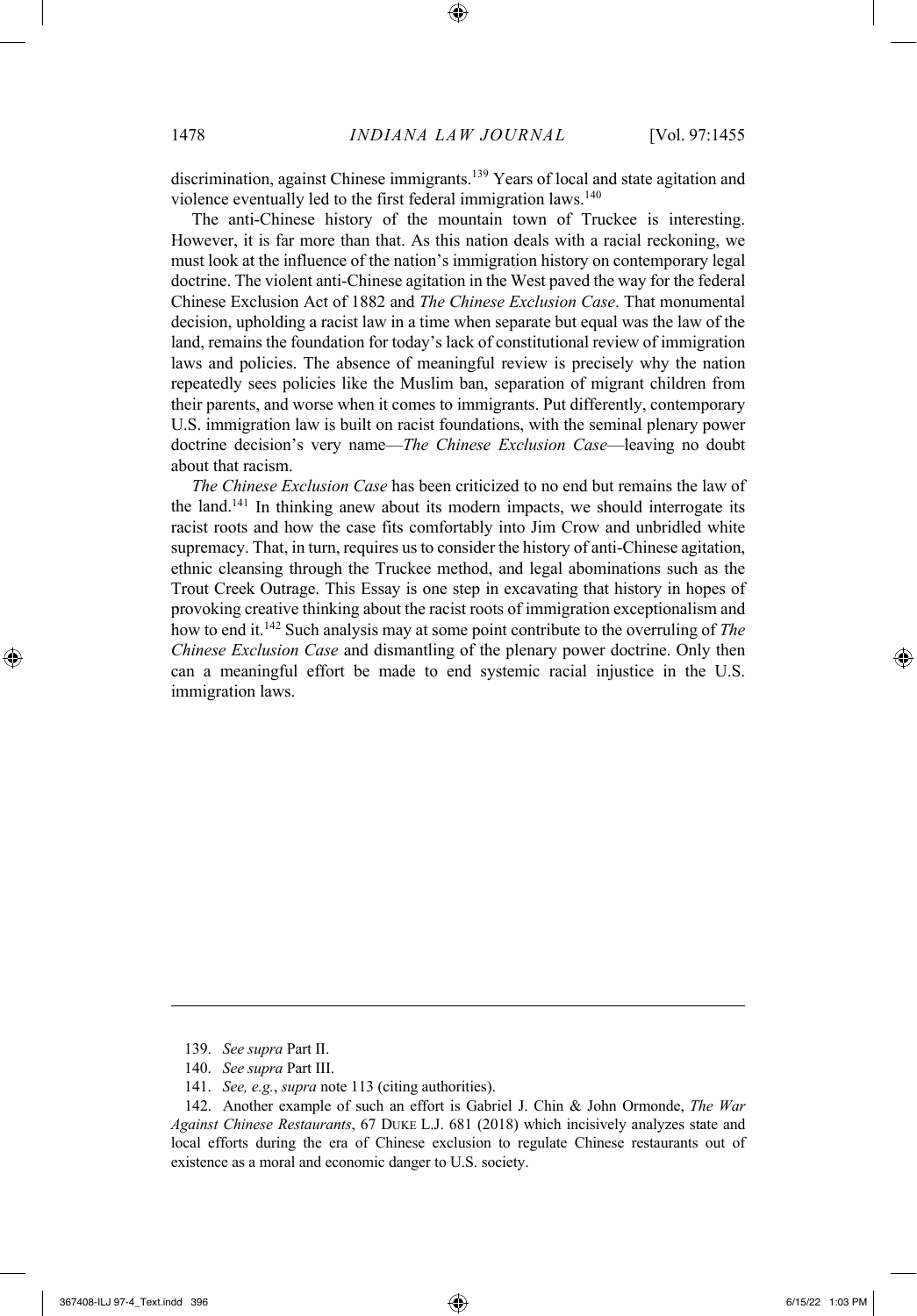discrimination, against Chinese immigrants.[139] Years of local and state agitation and violence eventually led to the first federal immigration laws.[140]

The anti-Chinese history of the mountain town of Truckee is interesting. However, it is far more than that. As this nation deals with a racial reckoning, we must look at the influence of the nation's immigration history on contemporary legal doctrine. The violent anti-Chinese agitation in the West paved the way for the federal Chinese Exclusion Act of 1882 and *The Chinese Exclusion Case*. That monumental decision, upholding a racist law in a time when separate but equal was the law of the land, remains the foundation for today's lack of constitutional review of immigration laws and policies. The absence of meaningful review is precisely why the nation repeatedly sees policies like the Muslim ban, separation of migrant children from their parents, and worse when it comes to immigrants. Put differently, contemporary U.S. immigration law is built on racist foundations, with the seminal plenary power doctrine decision's very name—*The Chinese Exclusion Case*—leaving no doubt about that racism.

*The Chinese Exclusion Case* has been criticized to no end but remains the law of the land.[141] In thinking anew about its modern impacts, we should interrogate its racist roots and how the case fits comfortably into Jim Crow and unbridled white supremacy. That, in turn, requires us to consider the history of anti-Chinese agitation, ethnic cleansing through the Truckee method, and legal abominations such as the Trout Creek Outrage. This Essay is one step in excavating that history in hopes of provoking creative thinking about the racist roots of immigration exceptionalism and how to end it.[142] Such analysis may at some point contribute to the overruling of *The Chinese Exclusion Case* and dismantling of the plenary power doctrine. Only then can a meaningful effort be made to end systemic racial injustice in the U.S. immigration laws.

---

139. *See supra* Part II.

140. *See supra* Part III.

141. *See, e.g.*, *supra* note 113 (citing authorities).

142. Another example of such an effort is Gabriel J. Chin & John Ormonde, *The War Against Chinese Restaurants*, 67 DUKE L.J. 681 (2018) which incisively analyzes state and local efforts during the era of Chinese exclusion to regulate Chinese restaurants out of existence as a moral and economic danger to U.S. society.